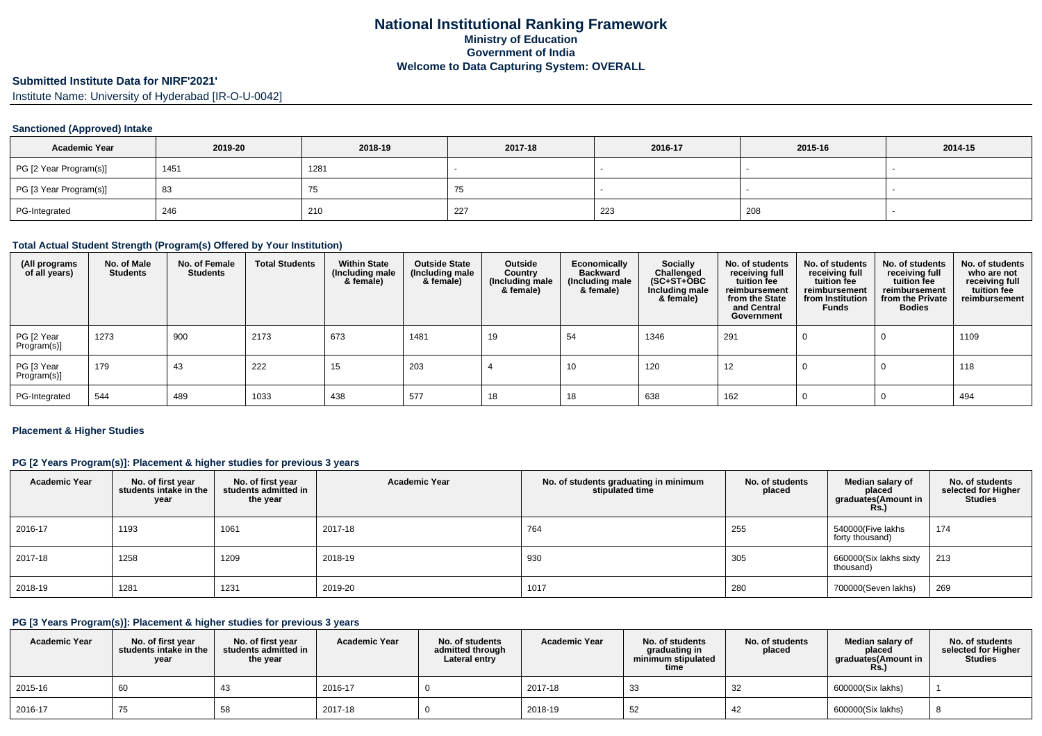# National Institutional Ranking Framework
## Ministry of Education
## Government of India
## Welcome to Data Capturing System: OVERALL

### Submitted Institute Data for NIRF'2021'

Institute Name: University of Hyderabad [IR-O-U-0042]

#### Sanctioned (Approved) Intake

| Academic Year | 2019-20 | 2018-19 | 2017-18 | 2016-17 | 2015-16 | 2014-15 |
|---|---|---|---|---|---|---|
| PG [2 Year Program(s)] | 1451 | 1281 | - | - | - | - |
| PG [3 Year Program(s)] | 83 | 75 | 75 | - | - | - |
| PG-Integrated | 246 | 210 | 227 | 223 | 208 | - |

#### Total Actual Student Strength (Program(s) Offered by Your Institution)

| (All programs of all years) | No. of Male Students | No. of Female Students | Total Students | Within State (Including male & female) | Outside State (Including male & female) | Outside Country (Including male & female) | Economically Backward (Including male & female) | Socially Challenged (SC+ST+OBC Including male & female) | No. of students receiving full tuition fee reimbursement from the State and Central Government | No. of students receiving full tuition fee reimbursement from Institution Funds | No. of students receiving full tuition fee reimbursement from the Private Bodies | No. of students who are not receiving full tuition fee reimbursement |
|---|---|---|---|---|---|---|---|---|---|---|---|---|
| PG [2 Year Program(s)] | 1273 | 900 | 2173 | 673 | 1481 | 19 | 54 | 1346 | 291 | 0 | 0 | 1109 |
| PG [3 Year Program(s)] | 179 | 43 | 222 | 15 | 203 | 4 | 10 | 120 | 12 | 0 | 0 | 118 |
| PG-Integrated | 544 | 489 | 1033 | 438 | 577 | 18 | 18 | 638 | 162 | 0 | 0 | 494 |

#### Placement & Higher Studies

#### PG [2 Years Program(s)]: Placement & higher studies for previous 3 years

| Academic Year | No. of first year students intake in the year | No. of first year students admitted in the year | Academic Year | No. of students graduating in minimum stipulated time | No. of students placed | Median salary of placed graduates(Amount in Rs.) | No. of students selected for Higher Studies |
|---|---|---|---|---|---|---|---|
| 2016-17 | 1193 | 1061 | 2017-18 | 764 | 255 | 540000(Five lakhs forty thousand) | 174 |
| 2017-18 | 1258 | 1209 | 2018-19 | 930 | 305 | 660000(Six lakhs sixty thousand) | 213 |
| 2018-19 | 1281 | 1231 | 2019-20 | 1017 | 280 | 700000(Seven lakhs) | 269 |

#### PG [3 Years Program(s)]: Placement & higher studies for previous 3 years

| Academic Year | No. of first year students intake in the year | No. of first year students admitted in the year | Academic Year | No. of students admitted through Lateral entry | Academic Year | No. of students graduating in minimum stipulated time | No. of students placed | Median salary of placed graduates(Amount in Rs.) | No. of students selected for Higher Studies |
|---|---|---|---|---|---|---|---|---|---|
| 2015-16 | 60 | 43 | 2016-17 | 0 | 2017-18 | 33 | 32 | 600000(Six lakhs) | 1 |
| 2016-17 | 75 | 58 | 2017-18 | 0 | 2018-19 | 52 | 42 | 600000(Six lakhs) | 8 |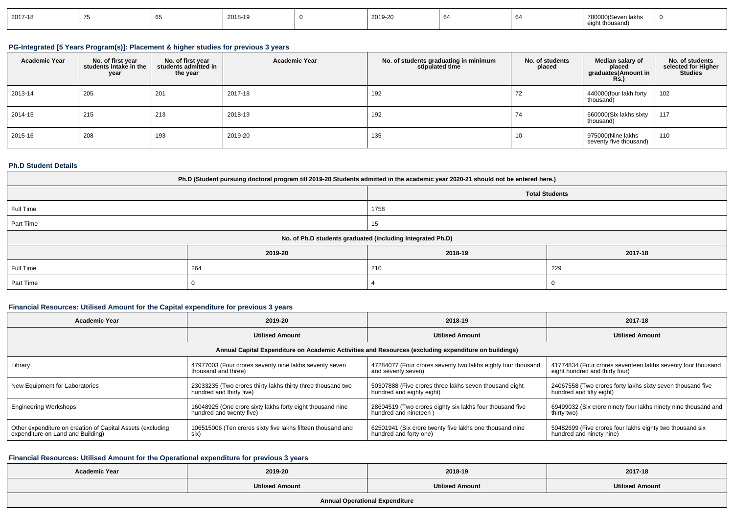| 2017-18 | 75 | 65 | 2018-19 | 0 | 2019-20 | 64 | 64 | 780000(Seven lakhs eight thousand) | 0 |
|---|---|---|---|---|---|---|---|---|---|

### PG-Integrated [5 Years Program(s)]: Placement & higher studies for previous 3 years

| Academic Year | No. of first year students intake in the year | No. of first year students admitted in the year | Academic Year | No. of students graduating in minimum stipulated time | No. of students placed | Median salary of placed graduates(Amount in Rs.) | No. of students selected for Higher Studies |
|---|---|---|---|---|---|---|---|
| 2013-14 | 205 | 201 | 2017-18 | 192 | 72 | 440000(four lakh forty thousand) | 102 |
| 2014-15 | 215 | 213 | 2018-19 | 192 | 74 | 660000(Six lakhs sixty thousand) | 117 |
| 2015-16 | 208 | 193 | 2019-20 | 135 | 10 | 975000(Nine lakhs seventy five thousand) | 110 |

### Ph.D Student Details

| Ph.D (Student pursuing doctoral program till 2019-20 Students admitted in the academic year 2020-21 should not be entered here.) | | | |
|---|---|---|---|
| | Total Students | | |
| Full Time | 1758 | | |
| Part Time | 15 | | |
| No. of Ph.D students graduated (including Integrated Ph.D) | | | |
| | 2019-20 | 2018-19 | 2017-18 |
| Full Time | 264 | 210 | 229 |
| Part Time | 0 | 4 | 0 |

### Financial Resources: Utilised Amount for the Capital expenditure for previous 3 years

| Academic Year | 2019-20 | 2018-19 | 2017-18 |
|---|---|---|---|
| | Utilised Amount | Utilised Amount | Utilised Amount |
| Annual Capital Expenditure on Academic Activities and Resources (excluding expenditure on buildings) | | | |
| Library | 47977003 (Four crores seventy nine lakhs seventy seven thousand and three) | 47284077 (Four crores seventy two lakhs eighty four thousand and seventy seven) | 41774834 (Four crores seventeen lakhs seventy four thousand eight hundred and thirty four) |
| New Equipment for Laboratories | 23033235 (Two crores thirty lakhs thirty three thousand two hundred and thirty five) | 50307888 (Five crores three lakhs seven thousand eight hundred and eighty eight) | 24067558 (Two crores forty lakhs sixty seven thousand five hundred and fifty eight) |
| Engineering Workshops | 16048925 (One crore sixty lakhs forty eight thousand nine hundred and twenty five) | 28604519 (Two crores eighty six lakhs four thousand five hundred and nineteen ) | 69499032 (Six crore ninety four lakhs ninety nine thousand and thirty two) |
| Other expenditure on creation of Capital Assets (excluding expenditure on Land and Building) | 106515006 (Ten crores sixty five lakhs fifteen thousand and six) | 62501941 (Six crore twenty five lakhs one thousand nine hundred and forty one) | 50482699 (Five crores four lakhs eighty two thousand six hundred and ninety nine) |

### Financial Resources: Utilised Amount for the Operational expenditure for previous 3 years

| Academic Year | 2019-20 | 2018-19 | 2017-18 |
|---|---|---|---|
| | Utilised Amount | Utilised Amount | Utilised Amount |
| Annual Operational Expenditure | | | |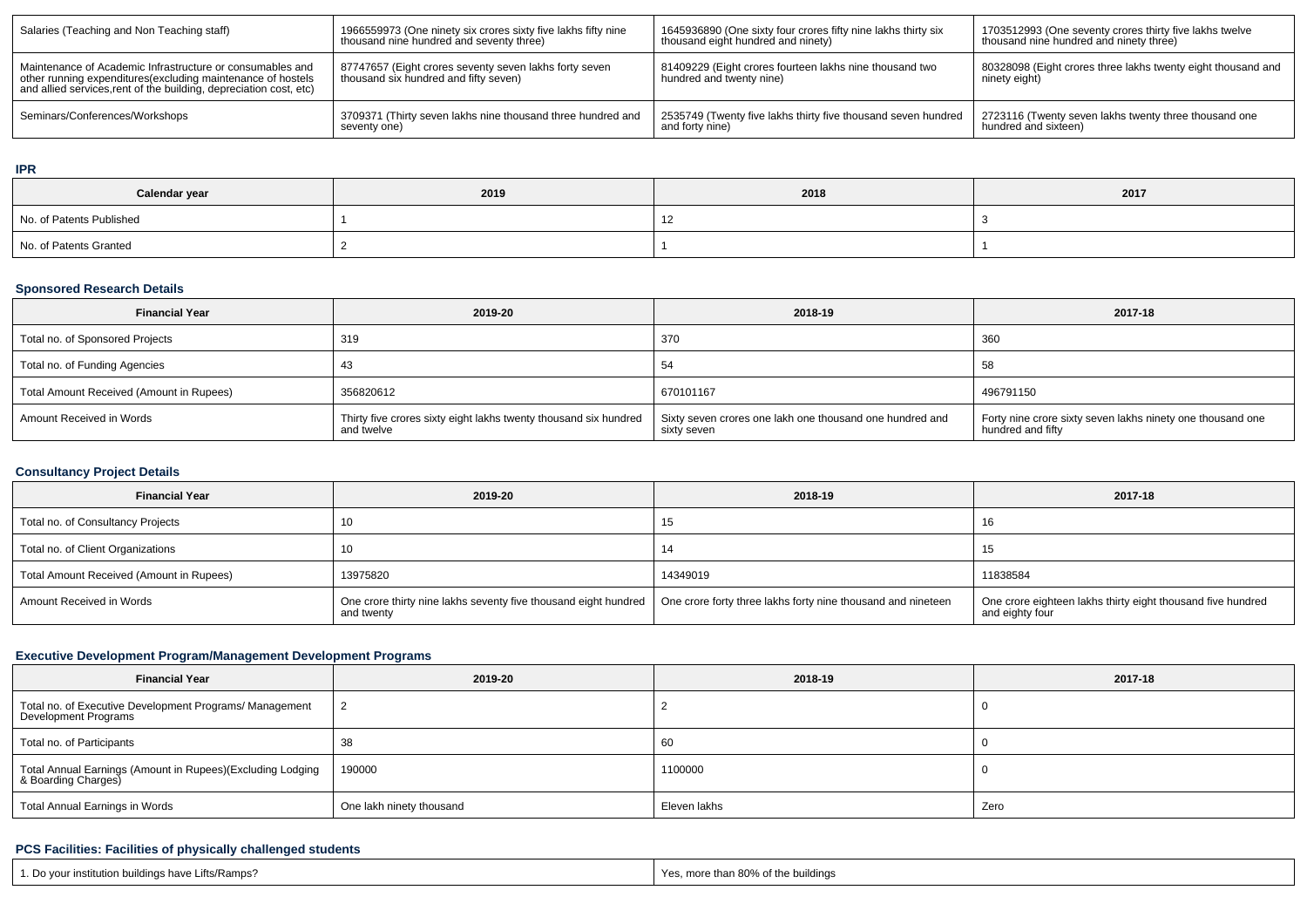| Salaries (Teaching and Non Teaching staff) | 1966559973 (One ninety six crores sixty five lakhs fifty nine thousand nine hundred and seventy three) | 1645936890 (One sixty four crores fifty nine lakhs thirty six thousand eight hundred and ninety) | 1703512993 (One seventy crores thirty five lakhs twelve thousand nine hundred and ninety three) |
|---|---|---|---|
| Maintenance of Academic Infrastructure or consumables and other running expenditures(excluding maintenance of hostels and allied services,rent of the building, depreciation cost, etc) | 87747657 (Eight crores seventy seven lakhs forty seven thousand six hundred and fifty seven) | 81409229 (Eight crores fourteen lakhs nine thousand two hundred and twenty nine) | 80328098 (Eight crores three lakhs twenty eight thousand and ninety eight) |
| Seminars/Conferences/Workshops | 3709371 (Thirty seven lakhs nine thousand three hundred and seventy one) | 2535749 (Twenty five lakhs thirty five thousand seven hundred and forty nine) | 2723116 (Twenty seven lakhs twenty three thousand one hundred and sixteen) |

### IPR

| Calendar year | 2019 | 2018 | 2017 |
|---|---|---|---|
| No. of Patents Published | 1 | 12 | 3 |
| No. of Patents Granted | 2 | 1 | 1 |

### Sponsored Research Details

| Financial Year | 2019-20 | 2018-19 | 2017-18 |
|---|---|---|---|
| Total no. of Sponsored Projects | 319 | 370 | 360 |
| Total no. of Funding Agencies | 43 | 54 | 58 |
| Total Amount Received (Amount in Rupees) | 356820612 | 670101167 | 496791150 |
| Amount Received in Words | Thirty five crores sixty eight lakhs twenty thousand six hundred and twelve | Sixty seven crores one lakh one thousand one hundred and sixty seven | Forty nine crore sixty seven lakhs ninety one thousand one hundred and fifty |

### Consultancy Project Details

| Financial Year | 2019-20 | 2018-19 | 2017-18 |
|---|---|---|---|
| Total no. of Consultancy Projects | 10 | 15 | 16 |
| Total no. of Client Organizations | 10 | 14 | 15 |
| Total Amount Received (Amount in Rupees) | 13975820 | 14349019 | 11838584 |
| Amount Received in Words | One crore thirty nine lakhs seventy five thousand eight hundred and twenty | One crore forty three lakhs forty nine thousand and nineteen | One crore eighteen lakhs thirty eight thousand five hundred and eighty four |

### Executive Development Program/Management Development Programs

| Financial Year | 2019-20 | 2018-19 | 2017-18 |
|---|---|---|---|
| Total no. of Executive Development Programs/ Management Development Programs | 2 | 2 | 0 |
| Total no. of Participants | 38 | 60 | 0 |
| Total Annual Earnings (Amount in Rupees)(Excluding Lodging & Boarding Charges) | 190000 | 1100000 | 0 |
| Total Annual Earnings in Words | One lakh ninety thousand | Eleven lakhs | Zero |

### PCS Facilities: Facilities of physically challenged students

| 1. Do your institution buildings have Lifts/Ramps? | Yes, more than 80% of the buildings |
|---|---|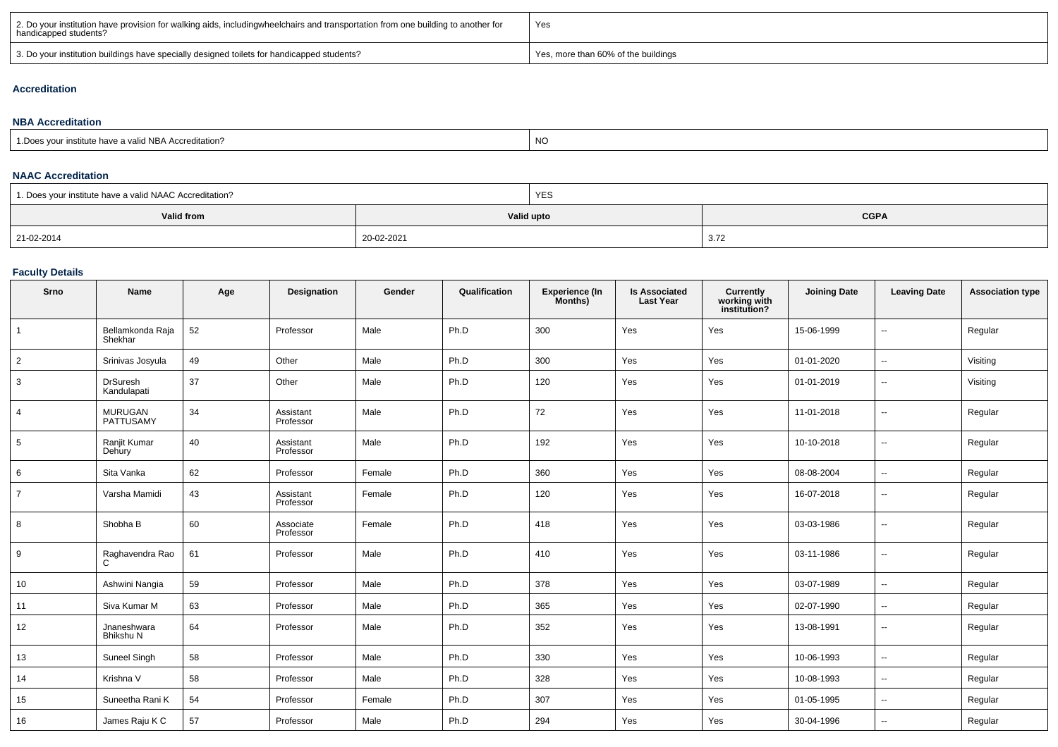| 2. Do your institution have provision for walking aids, includingwheelchairs and transportation from one building to another for handicapped students? | Yes |
|---|---|
| 3. Do your institution buildings have specially designed toilets for handicapped students? | Yes, more than 60% of the buildings |

## Accreditation

### NBA Accreditation

| 1.Does your institute have a valid NBA Accreditation? | NO |
|---|---|

### NAAC Accreditation

| 1. Does your institute have a valid NAAC Accreditation? | YES | |
|---|---|---|
| **Valid from** | **Valid upto** | **CGPA** |
| 21-02-2014 | 20-02-2021 | 3.72 |

### Faculty Details

| Srno | Name | Age | Designation | Gender | Qualification | Experience (In Months) | Is Associated Last Year | Currently working with institution? | Joining Date | Leaving Date | Association type |
|---|---|---|---|---|---|---|---|---|---|---|---|
| 1 | Bellamkonda Raja Shekhar | 52 | Professor | Male | Ph.D | 300 | Yes | Yes | 15-06-1999 | -- | Regular |
| 2 | Srinivas Josyula | 49 | Other | Male | Ph.D | 300 | Yes | Yes | 01-01-2020 | -- | Visiting |
| 3 | DrSuresh Kandulapati | 37 | Other | Male | Ph.D | 120 | Yes | Yes | 01-01-2019 | -- | Visiting |
| 4 | MURUGAN PATTUSAMY | 34 | Assistant Professor | Male | Ph.D | 72 | Yes | Yes | 11-01-2018 | -- | Regular |
| 5 | Ranjit Kumar Dehury | 40 | Assistant Professor | Male | Ph.D | 192 | Yes | Yes | 10-10-2018 | -- | Regular |
| 6 | Sita Vanka | 62 | Professor | Female | Ph.D | 360 | Yes | Yes | 08-08-2004 | -- | Regular |
| 7 | Varsha Mamidi | 43 | Assistant Professor | Female | Ph.D | 120 | Yes | Yes | 16-07-2018 | -- | Regular |
| 8 | Shobha B | 60 | Associate Professor | Female | Ph.D | 418 | Yes | Yes | 03-03-1986 | -- | Regular |
| 9 | Raghavendra Rao C | 61 | Professor | Male | Ph.D | 410 | Yes | Yes | 03-11-1986 | -- | Regular |
| 10 | Ashwini Nangia | 59 | Professor | Male | Ph.D | 378 | Yes | Yes | 03-07-1989 | -- | Regular |
| 11 | Siva Kumar M | 63 | Professor | Male | Ph.D | 365 | Yes | Yes | 02-07-1990 | -- | Regular |
| 12 | Jnaneshwara Bhikshu N | 64 | Professor | Male | Ph.D | 352 | Yes | Yes | 13-08-1991 | -- | Regular |
| 13 | Suneel Singh | 58 | Professor | Male | Ph.D | 330 | Yes | Yes | 10-06-1993 | -- | Regular |
| 14 | Krishna V | 58 | Professor | Male | Ph.D | 328 | Yes | Yes | 10-08-1993 | -- | Regular |
| 15 | Suneetha Rani K | 54 | Professor | Female | Ph.D | 307 | Yes | Yes | 01-05-1995 | -- | Regular |
| 16 | James Raju K C | 57 | Professor | Male | Ph.D | 294 | Yes | Yes | 30-04-1996 | -- | Regular |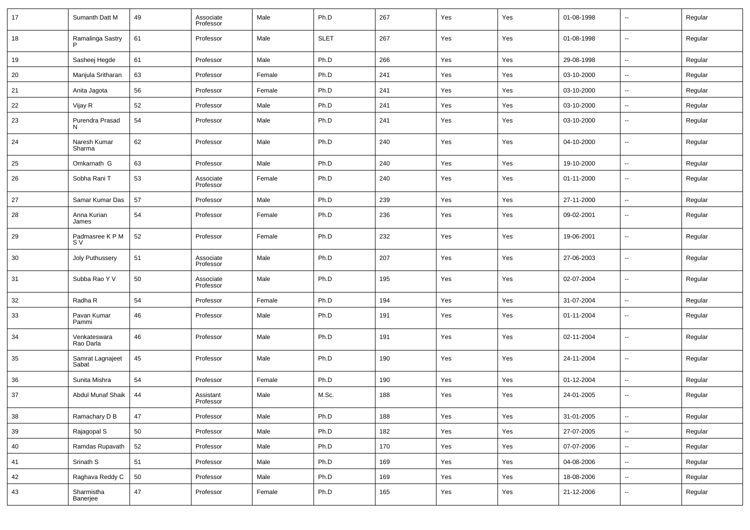| 17 | Sumanth Datt M | 49 | Associate Professor | Male | Ph.D | 267 | Yes | Yes | 01-08-1998 | -- | Regular |
|---|---|---|---|---|---|---|---|---|---|---|---|
| 18 | Ramalinga Sastry P | 61 | Professor | Male | SLET | 267 | Yes | Yes | 01-08-1998 | -- | Regular |
| 19 | Sasheej Hegde | 61 | Professor | Male | Ph.D | 266 | Yes | Yes | 29-08-1998 | -- | Regular |
| 20 | Manjula Sritharan | 63 | Professor | Female | Ph.D | 241 | Yes | Yes | 03-10-2000 | -- | Regular |
| 21 | Anita Jagota | 56 | Professor | Female | Ph.D | 241 | Yes | Yes | 03-10-2000 | -- | Regular |
| 22 | Vijay R | 52 | Professor | Male | Ph.D | 241 | Yes | Yes | 03-10-2000 | -- | Regular |
| 23 | Purendra Prasad N | 54 | Professor | Male | Ph.D | 241 | Yes | Yes | 03-10-2000 | -- | Regular |
| 24 | Naresh Kumar Sharma | 62 | Professor | Male | Ph.D | 240 | Yes | Yes | 04-10-2000 | -- | Regular |
| 25 | Omkarnath G | 63 | Professor | Male | Ph.D | 240 | Yes | Yes | 19-10-2000 | -- | Regular |
| 26 | Sobha Rani T | 53 | Associate Professor | Female | Ph.D | 240 | Yes | Yes | 01-11-2000 | -- | Regular |
| 27 | Samar Kumar Das | 57 | Professor | Male | Ph.D | 239 | Yes | Yes | 27-11-2000 | -- | Regular |
| 28 | Anna Kurian James | 54 | Professor | Female | Ph.D | 236 | Yes | Yes | 09-02-2001 | -- | Regular |
| 29 | Padmasree K P M S V | 52 | Professor | Female | Ph.D | 232 | Yes | Yes | 19-06-2001 | -- | Regular |
| 30 | Joly Puthussery | 51 | Associate Professor | Male | Ph.D | 207 | Yes | Yes | 27-06-2003 | -- | Regular |
| 31 | Subba Rao Y V | 50 | Associate Professor | Male | Ph.D | 195 | Yes | Yes | 02-07-2004 | -- | Regular |
| 32 | Radha R | 54 | Professor | Female | Ph.D | 194 | Yes | Yes | 31-07-2004 | -- | Regular |
| 33 | Pavan Kumar Pammi | 46 | Professor | Male | Ph.D | 191 | Yes | Yes | 01-11-2004 | -- | Regular |
| 34 | Venkateswara Rao Darla | 46 | Professor | Male | Ph.D | 191 | Yes | Yes | 02-11-2004 | -- | Regular |
| 35 | Samrat Lagnajeet Sabat | 45 | Professor | Male | Ph.D | 190 | Yes | Yes | 24-11-2004 | -- | Regular |
| 36 | Sunita Mishra | 54 | Professor | Female | Ph.D | 190 | Yes | Yes | 01-12-2004 | -- | Regular |
| 37 | Abdul Munaf Shaik | 44 | Assistant Professor | Male | M.Sc. | 188 | Yes | Yes | 24-01-2005 | -- | Regular |
| 38 | Ramachary D B | 47 | Professor | Male | Ph.D | 188 | Yes | Yes | 31-01-2005 | -- | Regular |
| 39 | Rajagopal S | 50 | Professor | Male | Ph.D | 182 | Yes | Yes | 27-07-2005 | -- | Regular |
| 40 | Ramdas Rupavath | 52 | Professor | Male | Ph.D | 170 | Yes | Yes | 07-07-2006 | -- | Regular |
| 41 | Srinath S | 51 | Professor | Male | Ph.D | 169 | Yes | Yes | 04-08-2006 | -- | Regular |
| 42 | Raghava Reddy C | 50 | Professor | Male | Ph.D | 169 | Yes | Yes | 18-08-2006 | -- | Regular |
| 43 | Sharmistha Banerjee | 47 | Professor | Female | Ph.D | 165 | Yes | Yes | 21-12-2006 | -- | Regular |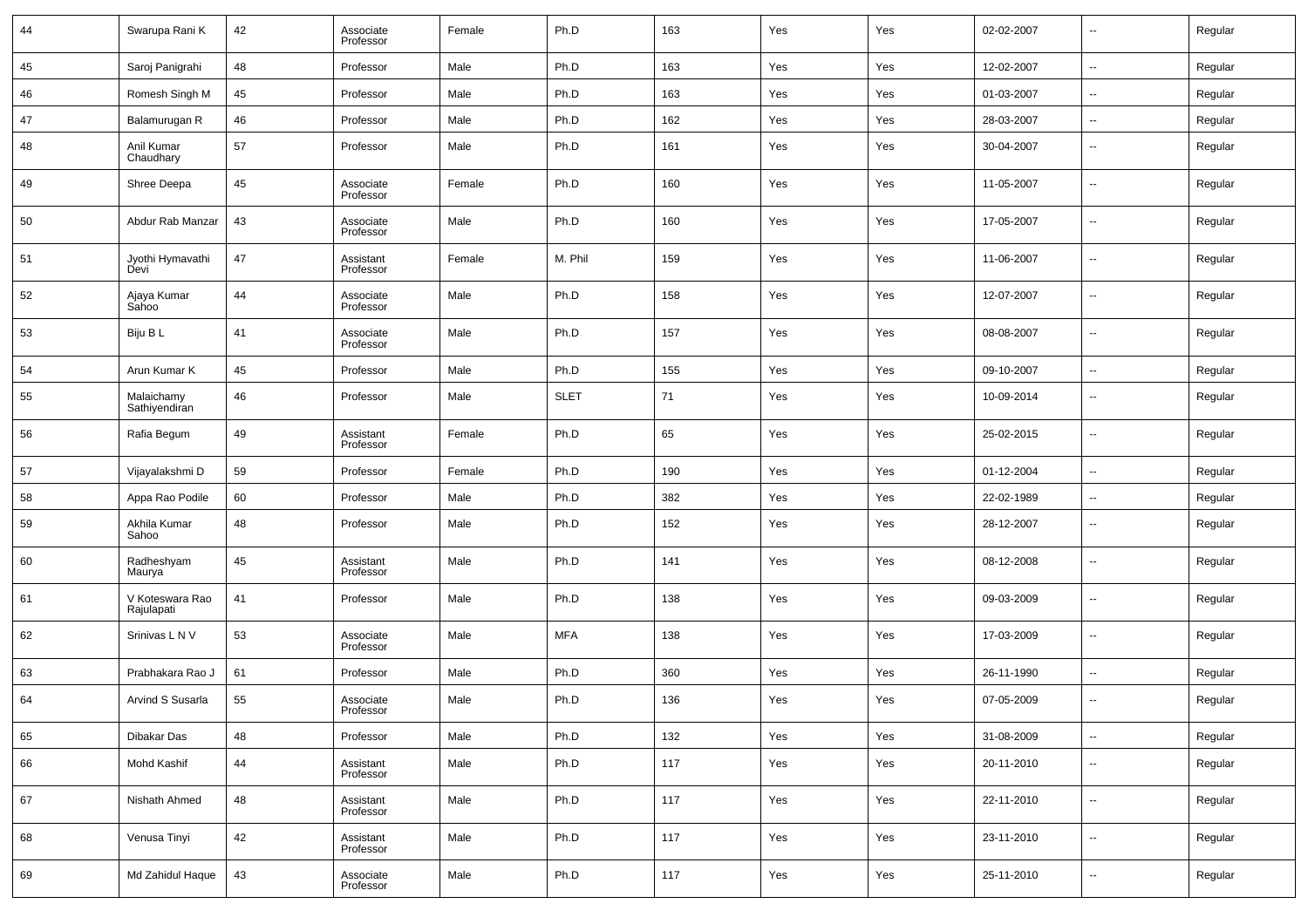| 44 | Swarupa Rani K | 42 | Associate Professor | Female | Ph.D | 163 | Yes | Yes | 02-02-2007 | -- | Regular |
|---|---|---|---|---|---|---|---|---|---|---|---|
| 45 | Saroj Panigrahi | 48 | Professor | Male | Ph.D | 163 | Yes | Yes | 12-02-2007 | -- | Regular |
| 46 | Romesh Singh M | 45 | Professor | Male | Ph.D | 163 | Yes | Yes | 01-03-2007 | -- | Regular |
| 47 | Balamurugan R | 46 | Professor | Male | Ph.D | 162 | Yes | Yes | 28-03-2007 | -- | Regular |
| 48 | Anil Kumar Chaudhary | 57 | Professor | Male | Ph.D | 161 | Yes | Yes | 30-04-2007 | -- | Regular |
| 49 | Shree Deepa | 45 | Associate Professor | Female | Ph.D | 160 | Yes | Yes | 11-05-2007 | -- | Regular |
| 50 | Abdur Rab Manzar | 43 | Associate Professor | Male | Ph.D | 160 | Yes | Yes | 17-05-2007 | -- | Regular |
| 51 | Jyothi Hymavathi Devi | 47 | Assistant Professor | Female | M. Phil | 159 | Yes | Yes | 11-06-2007 | -- | Regular |
| 52 | Ajaya Kumar Sahoo | 44 | Associate Professor | Male | Ph.D | 158 | Yes | Yes | 12-07-2007 | -- | Regular |
| 53 | Biju B L | 41 | Associate Professor | Male | Ph.D | 157 | Yes | Yes | 08-08-2007 | -- | Regular |
| 54 | Arun Kumar K | 45 | Professor | Male | Ph.D | 155 | Yes | Yes | 09-10-2007 | -- | Regular |
| 55 | Malaichamy Sathiyendiran | 46 | Professor | Male | SLET | 71 | Yes | Yes | 10-09-2014 | -- | Regular |
| 56 | Rafia Begum | 49 | Assistant Professor | Female | Ph.D | 65 | Yes | Yes | 25-02-2015 | -- | Regular |
| 57 | Vijayalakshmi D | 59 | Professor | Female | Ph.D | 190 | Yes | Yes | 01-12-2004 | -- | Regular |
| 58 | Appa Rao Podile | 60 | Professor | Male | Ph.D | 382 | Yes | Yes | 22-02-1989 | -- | Regular |
| 59 | Akhila Kumar Sahoo | 48 | Professor | Male | Ph.D | 152 | Yes | Yes | 28-12-2007 | -- | Regular |
| 60 | Radheshyam Maurya | 45 | Assistant Professor | Male | Ph.D | 141 | Yes | Yes | 08-12-2008 | -- | Regular |
| 61 | V Koteswara Rao Rajulapati | 41 | Professor | Male | Ph.D | 138 | Yes | Yes | 09-03-2009 | -- | Regular |
| 62 | Srinivas L N V | 53 | Associate Professor | Male | MFA | 138 | Yes | Yes | 17-03-2009 | -- | Regular |
| 63 | Prabhakara Rao J | 61 | Professor | Male | Ph.D | 360 | Yes | Yes | 26-11-1990 | -- | Regular |
| 64 | Arvind S Susarla | 55 | Associate Professor | Male | Ph.D | 136 | Yes | Yes | 07-05-2009 | -- | Regular |
| 65 | Dibakar Das | 48 | Professor | Male | Ph.D | 132 | Yes | Yes | 31-08-2009 | -- | Regular |
| 66 | Mohd Kashif | 44 | Assistant Professor | Male | Ph.D | 117 | Yes | Yes | 20-11-2010 | -- | Regular |
| 67 | Nishath Ahmed | 48 | Assistant Professor | Male | Ph.D | 117 | Yes | Yes | 22-11-2010 | -- | Regular |
| 68 | Venusa Tinyi | 42 | Assistant Professor | Male | Ph.D | 117 | Yes | Yes | 23-11-2010 | -- | Regular |
| 69 | Md Zahidul Haque | 43 | Associate Professor | Male | Ph.D | 117 | Yes | Yes | 25-11-2010 | -- | Regular |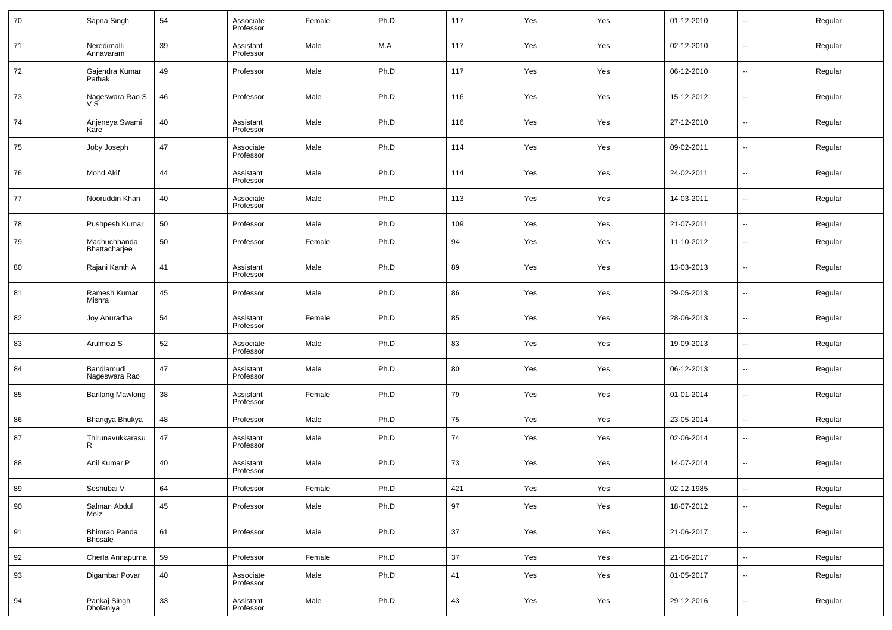| 70 | Sapna Singh | 54 | Associate Professor | Female | Ph.D | 117 | Yes | Yes | 01-12-2010 | -- | Regular |
|---|---|---|---|---|---|---|---|---|---|---|---|
| 71 | Neredimalli Annavaram | 39 | Assistant Professor | Male | M.A | 117 | Yes | Yes | 02-12-2010 | -- | Regular |
| 72 | Gajendra Kumar Pathak | 49 | Professor | Male | Ph.D | 117 | Yes | Yes | 06-12-2010 | -- | Regular |
| 73 | Nageswara Rao S V S | 46 | Professor | Male | Ph.D | 116 | Yes | Yes | 15-12-2012 | -- | Regular |
| 74 | Anjeneya Swami Kare | 40 | Assistant Professor | Male | Ph.D | 116 | Yes | Yes | 27-12-2010 | -- | Regular |
| 75 | Joby Joseph | 47 | Associate Professor | Male | Ph.D | 114 | Yes | Yes | 09-02-2011 | -- | Regular |
| 76 | Mohd Akif | 44 | Assistant Professor | Male | Ph.D | 114 | Yes | Yes | 24-02-2011 | -- | Regular |
| 77 | Nooruddin Khan | 40 | Associate Professor | Male | Ph.D | 113 | Yes | Yes | 14-03-2011 | -- | Regular |
| 78 | Pushpesh Kumar | 50 | Professor | Male | Ph.D | 109 | Yes | Yes | 21-07-2011 | -- | Regular |
| 79 | Madhuchhanda Bhattacharjee | 50 | Professor | Female | Ph.D | 94 | Yes | Yes | 11-10-2012 | -- | Regular |
| 80 | Rajani Kanth A | 41 | Assistant Professor | Male | Ph.D | 89 | Yes | Yes | 13-03-2013 | -- | Regular |
| 81 | Ramesh Kumar Mishra | 45 | Professor | Male | Ph.D | 86 | Yes | Yes | 29-05-2013 | -- | Regular |
| 82 | Joy Anuradha | 54 | Assistant Professor | Female | Ph.D | 85 | Yes | Yes | 28-06-2013 | -- | Regular |
| 83 | Arulmozi S | 52 | Associate Professor | Male | Ph.D | 83 | Yes | Yes | 19-09-2013 | -- | Regular |
| 84 | Bandlamudi Nageswara Rao | 47 | Assistant Professor | Male | Ph.D | 80 | Yes | Yes | 06-12-2013 | -- | Regular |
| 85 | Barilang Mawlong | 38 | Assistant Professor | Female | Ph.D | 79 | Yes | Yes | 01-01-2014 | -- | Regular |
| 86 | Bhangya Bhukya | 48 | Professor | Male | Ph.D | 75 | Yes | Yes | 23-05-2014 | -- | Regular |
| 87 | Thirunavukkarasu R | 47 | Assistant Professor | Male | Ph.D | 74 | Yes | Yes | 02-06-2014 | -- | Regular |
| 88 | Anil Kumar P | 40 | Assistant Professor | Male | Ph.D | 73 | Yes | Yes | 14-07-2014 | -- | Regular |
| 89 | Seshubai V | 64 | Professor | Female | Ph.D | 421 | Yes | Yes | 02-12-1985 | -- | Regular |
| 90 | Salman Abdul Moiz | 45 | Professor | Male | Ph.D | 97 | Yes | Yes | 18-07-2012 | -- | Regular |
| 91 | Bhimrao Panda Bhosale | 61 | Professor | Male | Ph.D | 37 | Yes | Yes | 21-06-2017 | -- | Regular |
| 92 | Cherla Annapurna | 59 | Professor | Female | Ph.D | 37 | Yes | Yes | 21-06-2017 | -- | Regular |
| 93 | Digambar Povar | 40 | Associate Professor | Male | Ph.D | 41 | Yes | Yes | 01-05-2017 | -- | Regular |
| 94 | Pankaj Singh Dholaniya | 33 | Assistant Professor | Male | Ph.D | 43 | Yes | Yes | 29-12-2016 | -- | Regular |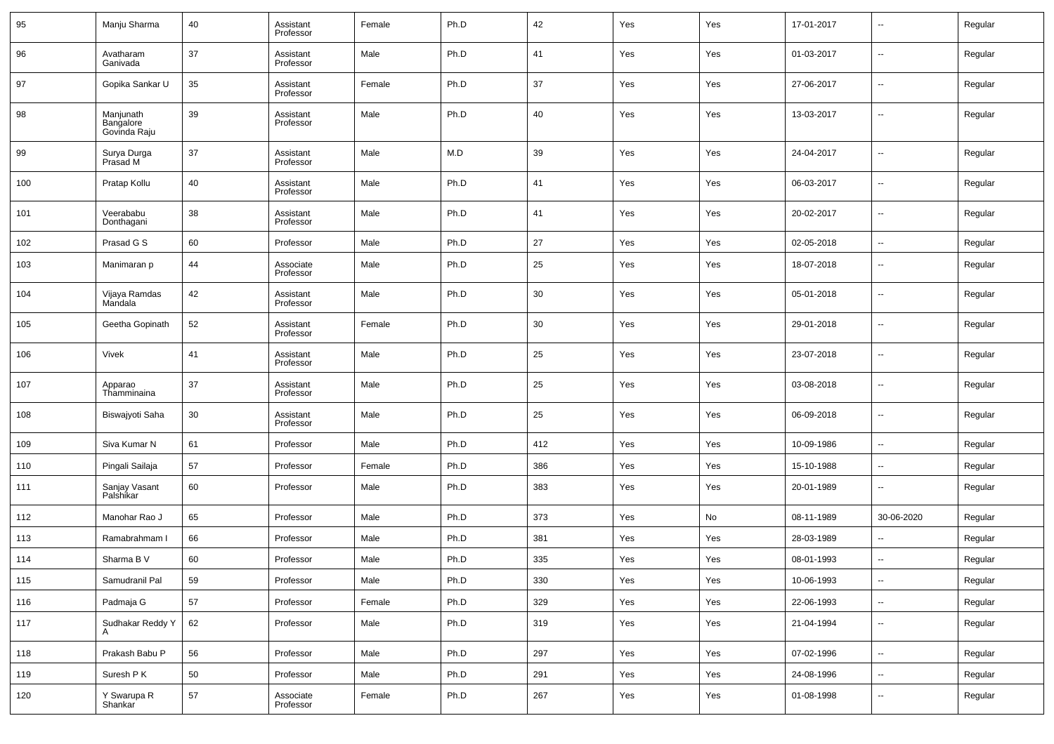| 95 | Manju Sharma | 40 | Assistant Professor | Female | Ph.D | 42 | Yes | Yes | 17-01-2017 | -- | Regular |
|---|---|---|---|---|---|---|---|---|---|---|---|
| 96 | Avatharam Ganivada | 37 | Assistant Professor | Male | Ph.D | 41 | Yes | Yes | 01-03-2017 | -- | Regular |
| 97 | Gopika Sankar U | 35 | Assistant Professor | Female | Ph.D | 37 | Yes | Yes | 27-06-2017 | -- | Regular |
| 98 | Manjunath Bangalore Govinda Raju | 39 | Assistant Professor | Male | Ph.D | 40 | Yes | Yes | 13-03-2017 | -- | Regular |
| 99 | Surya Durga Prasad M | 37 | Assistant Professor | Male | M.D | 39 | Yes | Yes | 24-04-2017 | -- | Regular |
| 100 | Pratap Kollu | 40 | Assistant Professor | Male | Ph.D | 41 | Yes | Yes | 06-03-2017 | -- | Regular |
| 101 | Veerababu Donthagani | 38 | Assistant Professor | Male | Ph.D | 41 | Yes | Yes | 20-02-2017 | -- | Regular |
| 102 | Prasad G S | 60 | Professor | Male | Ph.D | 27 | Yes | Yes | 02-05-2018 | -- | Regular |
| 103 | Manimaran p | 44 | Associate Professor | Male | Ph.D | 25 | Yes | Yes | 18-07-2018 | -- | Regular |
| 104 | Vijaya Ramdas Mandala | 42 | Assistant Professor | Male | Ph.D | 30 | Yes | Yes | 05-01-2018 | -- | Regular |
| 105 | Geetha Gopinath | 52 | Assistant Professor | Female | Ph.D | 30 | Yes | Yes | 29-01-2018 | -- | Regular |
| 106 | Vivek | 41 | Assistant Professor | Male | Ph.D | 25 | Yes | Yes | 23-07-2018 | -- | Regular |
| 107 | Apparao Thamminaina | 37 | Assistant Professor | Male | Ph.D | 25 | Yes | Yes | 03-08-2018 | -- | Regular |
| 108 | Biswajyoti Saha | 30 | Assistant Professor | Male | Ph.D | 25 | Yes | Yes | 06-09-2018 | -- | Regular |
| 109 | Siva Kumar N | 61 | Professor | Male | Ph.D | 412 | Yes | Yes | 10-09-1986 | -- | Regular |
| 110 | Pingali Sailaja | 57 | Professor | Female | Ph.D | 386 | Yes | Yes | 15-10-1988 | -- | Regular |
| 111 | Sanjay Vasant Palshikar | 60 | Professor | Male | Ph.D | 383 | Yes | Yes | 20-01-1989 | -- | Regular |
| 112 | Manohar Rao J | 65 | Professor | Male | Ph.D | 373 | Yes | No | 08-11-1989 | 30-06-2020 | Regular |
| 113 | Ramabrahmam I | 66 | Professor | Male | Ph.D | 381 | Yes | Yes | 28-03-1989 | -- | Regular |
| 114 | Sharma B V | 60 | Professor | Male | Ph.D | 335 | Yes | Yes | 08-01-1993 | -- | Regular |
| 115 | Samudranil Pal | 59 | Professor | Male | Ph.D | 330 | Yes | Yes | 10-06-1993 | -- | Regular |
| 116 | Padmaja G | 57 | Professor | Female | Ph.D | 329 | Yes | Yes | 22-06-1993 | -- | Regular |
| 117 | Sudhakar Reddy Y A | 62 | Professor | Male | Ph.D | 319 | Yes | Yes | 21-04-1994 | -- | Regular |
| 118 | Prakash Babu P | 56 | Professor | Male | Ph.D | 297 | Yes | Yes | 07-02-1996 | -- | Regular |
| 119 | Suresh P K | 50 | Professor | Male | Ph.D | 291 | Yes | Yes | 24-08-1996 | -- | Regular |
| 120 | Y Swarupa R Shankar | 57 | Associate Professor | Female | Ph.D | 267 | Yes | Yes | 01-08-1998 | -- | Regular |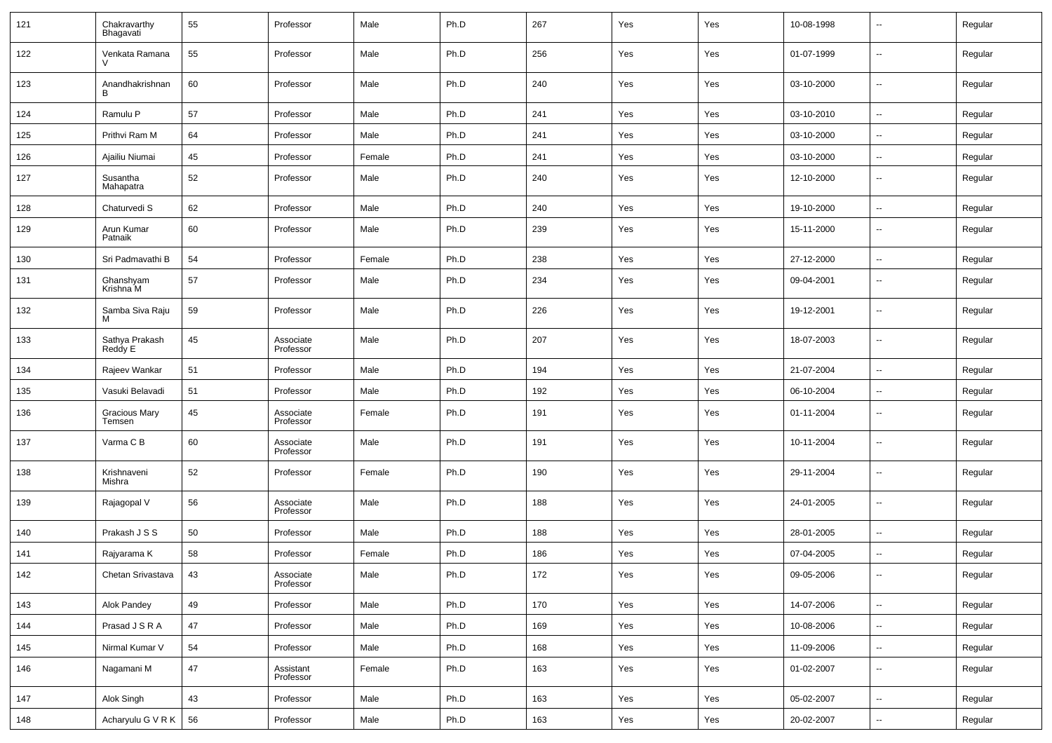| 121 | Chakravarthy Bhagavati | 55 | Professor | Male | Ph.D | 267 | Yes | Yes | 10-08-1998 | -- | Regular |
|---|---|---|---|---|---|---|---|---|---|---|---|
| 122 | Venkata Ramana V | 55 | Professor | Male | Ph.D | 256 | Yes | Yes | 01-07-1999 | -- | Regular |
| 123 | Anandhakrishnan B | 60 | Professor | Male | Ph.D | 240 | Yes | Yes | 03-10-2000 | -- | Regular |
| 124 | Ramulu P | 57 | Professor | Male | Ph.D | 241 | Yes | Yes | 03-10-2010 | -- | Regular |
| 125 | Prithvi Ram M | 64 | Professor | Male | Ph.D | 241 | Yes | Yes | 03-10-2000 | -- | Regular |
| 126 | Ajailiu Niumai | 45 | Professor | Female | Ph.D | 241 | Yes | Yes | 03-10-2000 | -- | Regular |
| 127 | Susantha Mahapatra | 52 | Professor | Male | Ph.D | 240 | Yes | Yes | 12-10-2000 | -- | Regular |
| 128 | Chaturvedi S | 62 | Professor | Male | Ph.D | 240 | Yes | Yes | 19-10-2000 | -- | Regular |
| 129 | Arun Kumar Patnaik | 60 | Professor | Male | Ph.D | 239 | Yes | Yes | 15-11-2000 | -- | Regular |
| 130 | Sri Padmavathi B | 54 | Professor | Female | Ph.D | 238 | Yes | Yes | 27-12-2000 | -- | Regular |
| 131 | Ghanshyam Krishna M | 57 | Professor | Male | Ph.D | 234 | Yes | Yes | 09-04-2001 | -- | Regular |
| 132 | Samba Siva Raju M | 59 | Professor | Male | Ph.D | 226 | Yes | Yes | 19-12-2001 | -- | Regular |
| 133 | Sathya Prakash Reddy E | 45 | Associate Professor | Male | Ph.D | 207 | Yes | Yes | 18-07-2003 | -- | Regular |
| 134 | Rajeev Wankar | 51 | Professor | Male | Ph.D | 194 | Yes | Yes | 21-07-2004 | -- | Regular |
| 135 | Vasuki Belavadi | 51 | Professor | Male | Ph.D | 192 | Yes | Yes | 06-10-2004 | -- | Regular |
| 136 | Gracious Mary Temsen | 45 | Associate Professor | Female | Ph.D | 191 | Yes | Yes | 01-11-2004 | -- | Regular |
| 137 | Varma C B | 60 | Associate Professor | Male | Ph.D | 191 | Yes | Yes | 10-11-2004 | -- | Regular |
| 138 | Krishnaveni Mishra | 52 | Professor | Female | Ph.D | 190 | Yes | Yes | 29-11-2004 | -- | Regular |
| 139 | Rajagopal V | 56 | Associate Professor | Male | Ph.D | 188 | Yes | Yes | 24-01-2005 | -- | Regular |
| 140 | Prakash J S S | 50 | Professor | Male | Ph.D | 188 | Yes | Yes | 28-01-2005 | -- | Regular |
| 141 | Rajyarama K | 58 | Professor | Female | Ph.D | 186 | Yes | Yes | 07-04-2005 | -- | Regular |
| 142 | Chetan Srivastava | 43 | Associate Professor | Male | Ph.D | 172 | Yes | Yes | 09-05-2006 | -- | Regular |
| 143 | Alok Pandey | 49 | Professor | Male | Ph.D | 170 | Yes | Yes | 14-07-2006 | -- | Regular |
| 144 | Prasad J S R A | 47 | Professor | Male | Ph.D | 169 | Yes | Yes | 10-08-2006 | -- | Regular |
| 145 | Nirmal Kumar V | 54 | Professor | Male | Ph.D | 168 | Yes | Yes | 11-09-2006 | -- | Regular |
| 146 | Nagamani M | 47 | Assistant Professor | Female | Ph.D | 163 | Yes | Yes | 01-02-2007 | -- | Regular |
| 147 | Alok Singh | 43 | Professor | Male | Ph.D | 163 | Yes | Yes | 05-02-2007 | -- | Regular |
| 148 | Acharyulu G V R K | 56 | Professor | Male | Ph.D | 163 | Yes | Yes | 20-02-2007 | -- | Regular |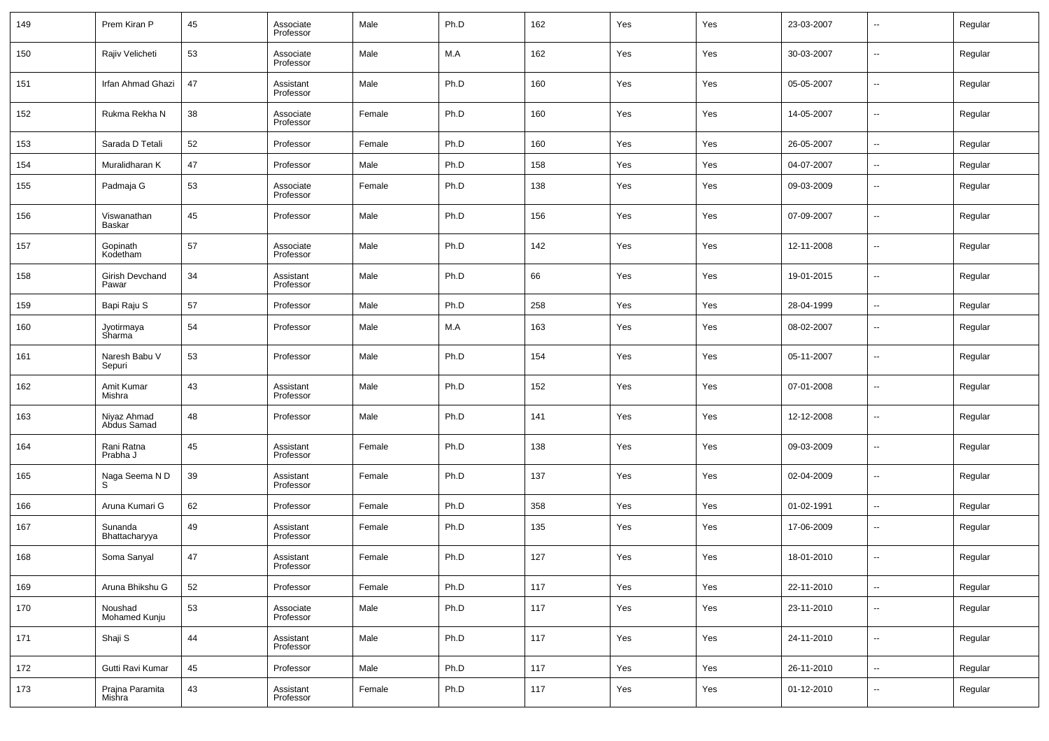| 149 | Prem Kiran P | 45 | Associate Professor | Male | Ph.D | 162 | Yes | Yes | 23-03-2007 | -- | Regular |
|---|---|---|---|---|---|---|---|---|---|---|---|
| 150 | Rajiv Velicheti | 53 | Associate Professor | Male | M.A | 162 | Yes | Yes | 30-03-2007 | -- | Regular |
| 151 | Irfan Ahmad Ghazi | 47 | Assistant Professor | Male | Ph.D | 160 | Yes | Yes | 05-05-2007 | -- | Regular |
| 152 | Rukma Rekha N | 38 | Associate Professor | Female | Ph.D | 160 | Yes | Yes | 14-05-2007 | -- | Regular |
| 153 | Sarada D Tetali | 52 | Professor | Female | Ph.D | 160 | Yes | Yes | 26-05-2007 | -- | Regular |
| 154 | Muralidharan K | 47 | Professor | Male | Ph.D | 158 | Yes | Yes | 04-07-2007 | -- | Regular |
| 155 | Padmaja G | 53 | Associate Professor | Female | Ph.D | 138 | Yes | Yes | 09-03-2009 | -- | Regular |
| 156 | Viswanathan Baskar | 45 | Professor | Male | Ph.D | 156 | Yes | Yes | 07-09-2007 | -- | Regular |
| 157 | Gopinath Kodetham | 57 | Associate Professor | Male | Ph.D | 142 | Yes | Yes | 12-11-2008 | -- | Regular |
| 158 | Girish Devchand Pawar | 34 | Assistant Professor | Male | Ph.D | 66 | Yes | Yes | 19-01-2015 | -- | Regular |
| 159 | Bapi Raju S | 57 | Professor | Male | Ph.D | 258 | Yes | Yes | 28-04-1999 | -- | Regular |
| 160 | Jyotirmaya Sharma | 54 | Professor | Male | M.A | 163 | Yes | Yes | 08-02-2007 | -- | Regular |
| 161 | Naresh Babu V Sepuri | 53 | Professor | Male | Ph.D | 154 | Yes | Yes | 05-11-2007 | -- | Regular |
| 162 | Amit Kumar Mishra | 43 | Assistant Professor | Male | Ph.D | 152 | Yes | Yes | 07-01-2008 | -- | Regular |
| 163 | Niyaz Ahmad Abdus Samad | 48 | Professor | Male | Ph.D | 141 | Yes | Yes | 12-12-2008 | -- | Regular |
| 164 | Rani Ratna Prabha J | 45 | Assistant Professor | Female | Ph.D | 138 | Yes | Yes | 09-03-2009 | -- | Regular |
| 165 | Naga Seema N D S | 39 | Assistant Professor | Female | Ph.D | 137 | Yes | Yes | 02-04-2009 | -- | Regular |
| 166 | Aruna Kumari G | 62 | Professor | Female | Ph.D | 358 | Yes | Yes | 01-02-1991 | -- | Regular |
| 167 | Sunanda Bhattacharyya | 49 | Assistant Professor | Female | Ph.D | 135 | Yes | Yes | 17-06-2009 | -- | Regular |
| 168 | Soma Sanyal | 47 | Assistant Professor | Female | Ph.D | 127 | Yes | Yes | 18-01-2010 | -- | Regular |
| 169 | Aruna Bhikshu G | 52 | Professor | Female | Ph.D | 117 | Yes | Yes | 22-11-2010 | -- | Regular |
| 170 | Noushad Mohamed Kunju | 53 | Associate Professor | Male | Ph.D | 117 | Yes | Yes | 23-11-2010 | -- | Regular |
| 171 | Shaji S | 44 | Assistant Professor | Male | Ph.D | 117 | Yes | Yes | 24-11-2010 | -- | Regular |
| 172 | Gutti Ravi Kumar | 45 | Professor | Male | Ph.D | 117 | Yes | Yes | 26-11-2010 | -- | Regular |
| 173 | Prajna Paramita Mishra | 43 | Assistant Professor | Female | Ph.D | 117 | Yes | Yes | 01-12-2010 | -- | Regular |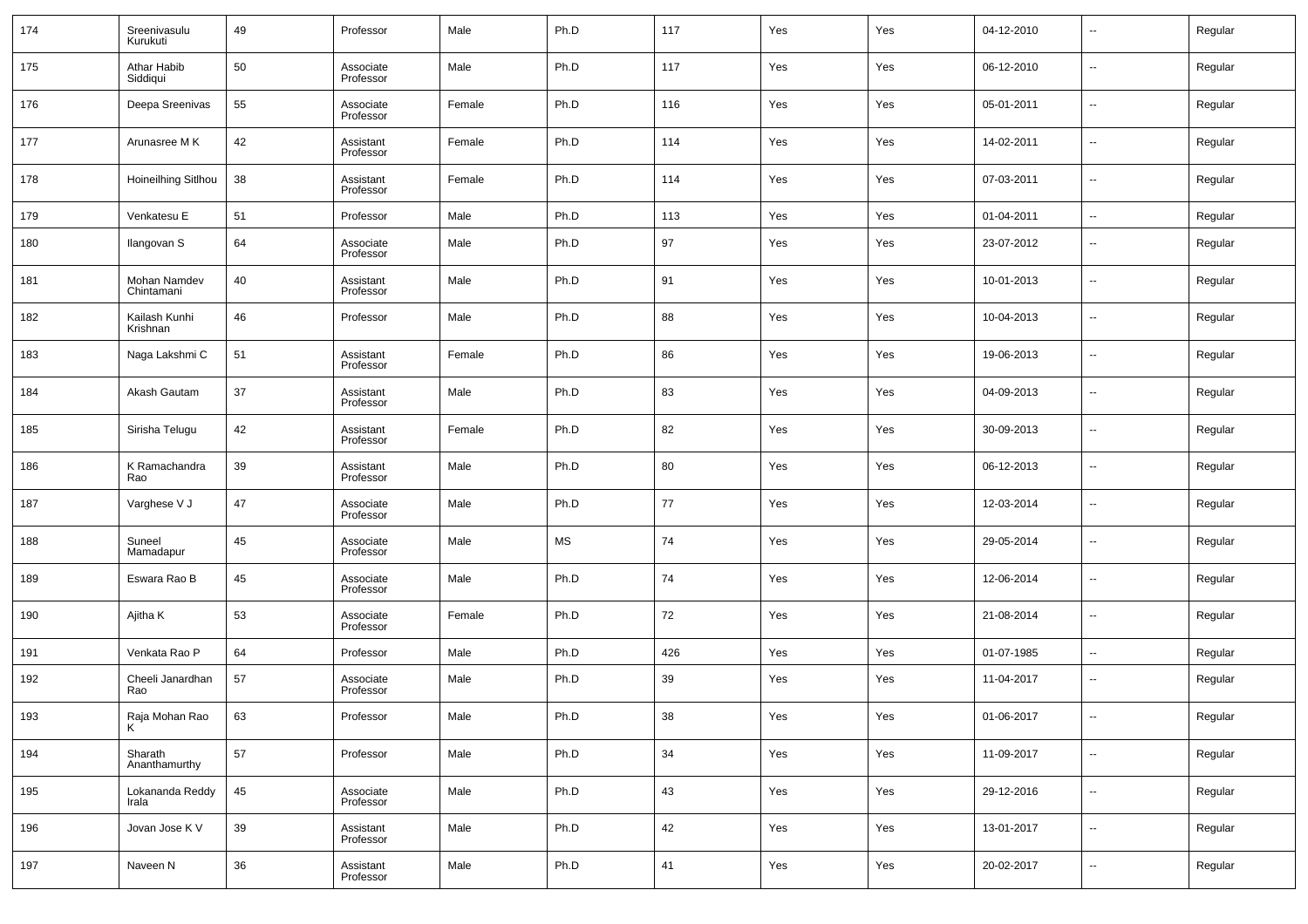| 174 | Sreenivasulu Kurukuti | 49 | Professor | Male | Ph.D | 117 | Yes | Yes | 04-12-2010 | -- | Regular |
|---|---|---|---|---|---|---|---|---|---|---|---|
| 175 | Athar Habib Siddiqui | 50 | Associate Professor | Male | Ph.D | 117 | Yes | Yes | 06-12-2010 | -- | Regular |
| 176 | Deepa Sreenivas | 55 | Associate Professor | Female | Ph.D | 116 | Yes | Yes | 05-01-2011 | -- | Regular |
| 177 | Arunasree M K | 42 | Assistant Professor | Female | Ph.D | 114 | Yes | Yes | 14-02-2011 | -- | Regular |
| 178 | Hoineilhing Sitlhou | 38 | Assistant Professor | Female | Ph.D | 114 | Yes | Yes | 07-03-2011 | -- | Regular |
| 179 | Venkatesu E | 51 | Professor | Male | Ph.D | 113 | Yes | Yes | 01-04-2011 | -- | Regular |
| 180 | Ilangovan S | 64 | Associate Professor | Male | Ph.D | 97 | Yes | Yes | 23-07-2012 | -- | Regular |
| 181 | Mohan Namdev Chintamani | 40 | Assistant Professor | Male | Ph.D | 91 | Yes | Yes | 10-01-2013 | -- | Regular |
| 182 | Kailash Kunhi Krishnan | 46 | Professor | Male | Ph.D | 88 | Yes | Yes | 10-04-2013 | -- | Regular |
| 183 | Naga Lakshmi C | 51 | Assistant Professor | Female | Ph.D | 86 | Yes | Yes | 19-06-2013 | -- | Regular |
| 184 | Akash Gautam | 37 | Assistant Professor | Male | Ph.D | 83 | Yes | Yes | 04-09-2013 | -- | Regular |
| 185 | Sirisha Telugu | 42 | Assistant Professor | Female | Ph.D | 82 | Yes | Yes | 30-09-2013 | -- | Regular |
| 186 | K Ramachandra Rao | 39 | Assistant Professor | Male | Ph.D | 80 | Yes | Yes | 06-12-2013 | -- | Regular |
| 187 | Varghese V J | 47 | Associate Professor | Male | Ph.D | 77 | Yes | Yes | 12-03-2014 | -- | Regular |
| 188 | Suneel Mamadapur | 45 | Associate Professor | Male | MS | 74 | Yes | Yes | 29-05-2014 | -- | Regular |
| 189 | Eswara Rao B | 45 | Associate Professor | Male | Ph.D | 74 | Yes | Yes | 12-06-2014 | -- | Regular |
| 190 | Ajitha K | 53 | Associate Professor | Female | Ph.D | 72 | Yes | Yes | 21-08-2014 | -- | Regular |
| 191 | Venkata Rao P | 64 | Professor | Male | Ph.D | 426 | Yes | Yes | 01-07-1985 | -- | Regular |
| 192 | Cheeli Janardhan Rao | 57 | Associate Professor | Male | Ph.D | 39 | Yes | Yes | 11-04-2017 | -- | Regular |
| 193 | Raja Mohan Rao K | 63 | Professor | Male | Ph.D | 38 | Yes | Yes | 01-06-2017 | -- | Regular |
| 194 | Sharath Ananthamurthy | 57 | Professor | Male | Ph.D | 34 | Yes | Yes | 11-09-2017 | -- | Regular |
| 195 | Lokananda Reddy Irala | 45 | Associate Professor | Male | Ph.D | 43 | Yes | Yes | 29-12-2016 | -- | Regular |
| 196 | Jovan Jose K V | 39 | Assistant Professor | Male | Ph.D | 42 | Yes | Yes | 13-01-2017 | -- | Regular |
| 197 | Naveen N | 36 | Assistant Professor | Male | Ph.D | 41 | Yes | Yes | 20-02-2017 | -- | Regular |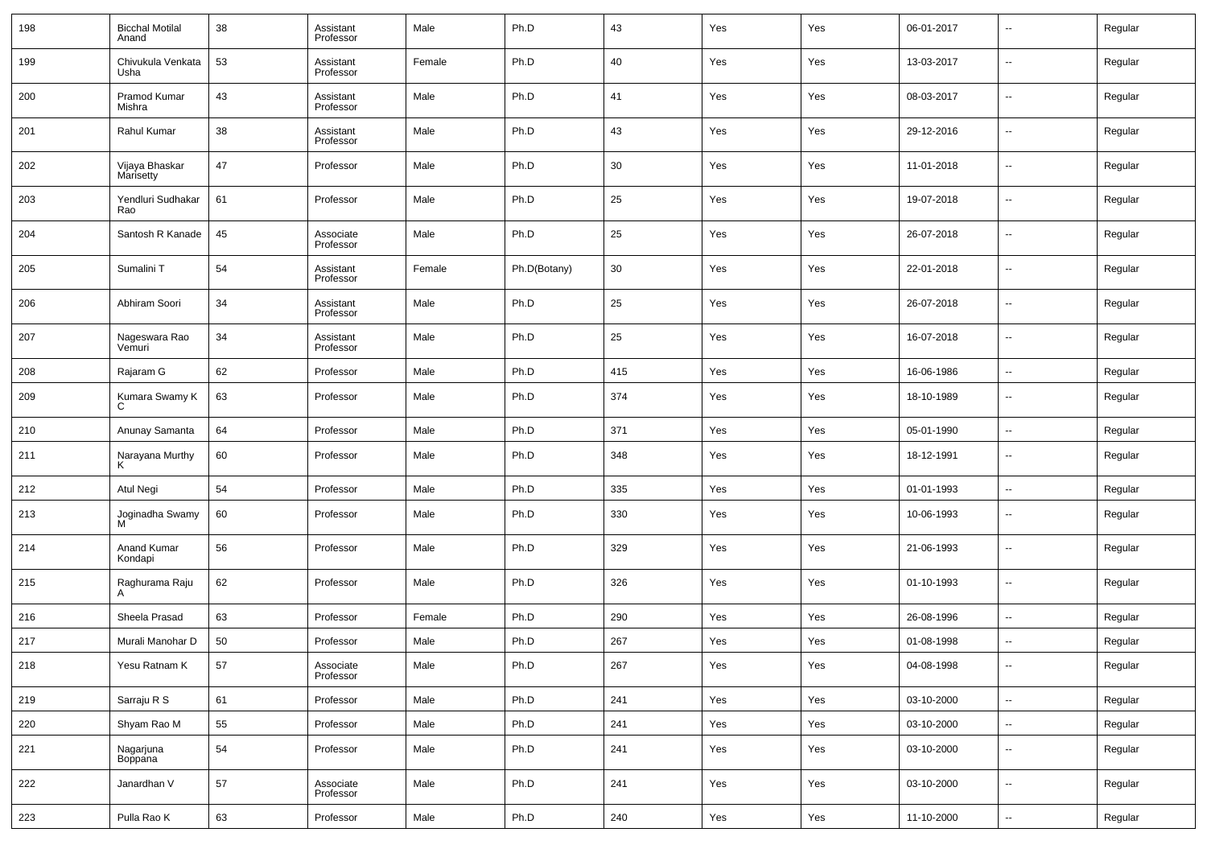| 198 | Bicchal Motilal Anand | 38 | Assistant Professor | Male | Ph.D | 43 | Yes | Yes | 06-01-2017 | -- | Regular |
|---|---|---|---|---|---|---|---|---|---|---|---|
| 199 | Chivukula Venkata Usha | 53 | Assistant Professor | Female | Ph.D | 40 | Yes | Yes | 13-03-2017 | -- | Regular |
| 200 | Pramod Kumar Mishra | 43 | Assistant Professor | Male | Ph.D | 41 | Yes | Yes | 08-03-2017 | -- | Regular |
| 201 | Rahul Kumar | 38 | Assistant Professor | Male | Ph.D | 43 | Yes | Yes | 29-12-2016 | -- | Regular |
| 202 | Vijaya Bhaskar Marisetty | 47 | Professor | Male | Ph.D | 30 | Yes | Yes | 11-01-2018 | -- | Regular |
| 203 | Yendluri Sudhakar Rao | 61 | Professor | Male | Ph.D | 25 | Yes | Yes | 19-07-2018 | -- | Regular |
| 204 | Santosh R Kanade | 45 | Associate Professor | Male | Ph.D | 25 | Yes | Yes | 26-07-2018 | -- | Regular |
| 205 | Sumalini T | 54 | Assistant Professor | Female | Ph.D(Botany) | 30 | Yes | Yes | 22-01-2018 | -- | Regular |
| 206 | Abhiram Soori | 34 | Assistant Professor | Male | Ph.D | 25 | Yes | Yes | 26-07-2018 | -- | Regular |
| 207 | Nageswara Rao Vemuri | 34 | Assistant Professor | Male | Ph.D | 25 | Yes | Yes | 16-07-2018 | -- | Regular |
| 208 | Rajaram G | 62 | Professor | Male | Ph.D | 415 | Yes | Yes | 16-06-1986 | -- | Regular |
| 209 | Kumara Swamy K C | 63 | Professor | Male | Ph.D | 374 | Yes | Yes | 18-10-1989 | -- | Regular |
| 210 | Anunay Samanta | 64 | Professor | Male | Ph.D | 371 | Yes | Yes | 05-01-1990 | -- | Regular |
| 211 | Narayana Murthy K | 60 | Professor | Male | Ph.D | 348 | Yes | Yes | 18-12-1991 | -- | Regular |
| 212 | Atul Negi | 54 | Professor | Male | Ph.D | 335 | Yes | Yes | 01-01-1993 | -- | Regular |
| 213 | Joginadha Swamy M | 60 | Professor | Male | Ph.D | 330 | Yes | Yes | 10-06-1993 | -- | Regular |
| 214 | Anand Kumar Kondapi | 56 | Professor | Male | Ph.D | 329 | Yes | Yes | 21-06-1993 | -- | Regular |
| 215 | Raghurama Raju A | 62 | Professor | Male | Ph.D | 326 | Yes | Yes | 01-10-1993 | -- | Regular |
| 216 | Sheela Prasad | 63 | Professor | Female | Ph.D | 290 | Yes | Yes | 26-08-1996 | -- | Regular |
| 217 | Murali Manohar D | 50 | Professor | Male | Ph.D | 267 | Yes | Yes | 01-08-1998 | -- | Regular |
| 218 | Yesu Ratnam K | 57 | Associate Professor | Male | Ph.D | 267 | Yes | Yes | 04-08-1998 | -- | Regular |
| 219 | Sarraju R S | 61 | Professor | Male | Ph.D | 241 | Yes | Yes | 03-10-2000 | -- | Regular |
| 220 | Shyam Rao M | 55 | Professor | Male | Ph.D | 241 | Yes | Yes | 03-10-2000 | -- | Regular |
| 221 | Nagarjuna Boppana | 54 | Professor | Male | Ph.D | 241 | Yes | Yes | 03-10-2000 | -- | Regular |
| 222 | Janardhan V | 57 | Associate Professor | Male | Ph.D | 241 | Yes | Yes | 03-10-2000 | -- | Regular |
| 223 | Pulla Rao K | 63 | Professor | Male | Ph.D | 240 | Yes | Yes | 11-10-2000 | -- | Regular |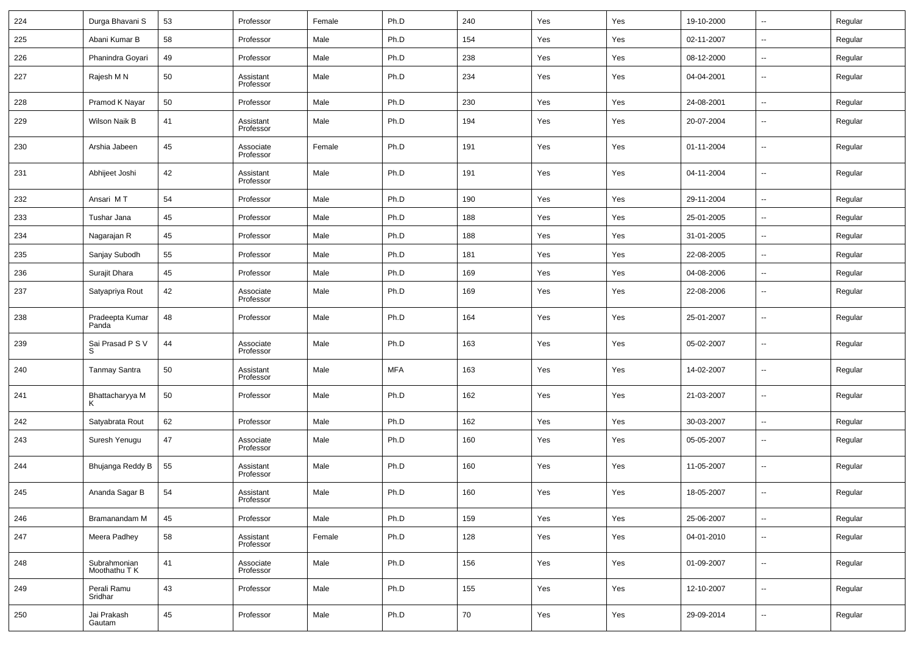| 224 | Durga Bhavani S | 53 | Professor | Female | Ph.D | 240 | Yes | Yes | 19-10-2000 | -- | Regular |
|---|---|---|---|---|---|---|---|---|---|---|---|
| 225 | Abani Kumar B | 58 | Professor | Male | Ph.D | 154 | Yes | Yes | 02-11-2007 | -- | Regular |
| 226 | Phanindra Goyari | 49 | Professor | Male | Ph.D | 238 | Yes | Yes | 08-12-2000 | -- | Regular |
| 227 | Rajesh M N | 50 | Assistant Professor | Male | Ph.D | 234 | Yes | Yes | 04-04-2001 | -- | Regular |
| 228 | Pramod K Nayar | 50 | Professor | Male | Ph.D | 230 | Yes | Yes | 24-08-2001 | -- | Regular |
| 229 | Wilson Naik B | 41 | Assistant Professor | Male | Ph.D | 194 | Yes | Yes | 20-07-2004 | -- | Regular |
| 230 | Arshia Jabeen | 45 | Associate Professor | Female | Ph.D | 191 | Yes | Yes | 01-11-2004 | -- | Regular |
| 231 | Abhijeet Joshi | 42 | Assistant Professor | Male | Ph.D | 191 | Yes | Yes | 04-11-2004 | -- | Regular |
| 232 | Ansari M T | 54 | Professor | Male | Ph.D | 190 | Yes | Yes | 29-11-2004 | -- | Regular |
| 233 | Tushar Jana | 45 | Professor | Male | Ph.D | 188 | Yes | Yes | 25-01-2005 | -- | Regular |
| 234 | Nagarajan R | 45 | Professor | Male | Ph.D | 188 | Yes | Yes | 31-01-2005 | -- | Regular |
| 235 | Sanjay Subodh | 55 | Professor | Male | Ph.D | 181 | Yes | Yes | 22-08-2005 | -- | Regular |
| 236 | Surajit Dhara | 45 | Professor | Male | Ph.D | 169 | Yes | Yes | 04-08-2006 | -- | Regular |
| 237 | Satyapriya Rout | 42 | Associate Professor | Male | Ph.D | 169 | Yes | Yes | 22-08-2006 | -- | Regular |
| 238 | Pradeepta Kumar Panda | 48 | Professor | Male | Ph.D | 164 | Yes | Yes | 25-01-2007 | -- | Regular |
| 239 | Sai Prasad P S V S | 44 | Associate Professor | Male | Ph.D | 163 | Yes | Yes | 05-02-2007 | -- | Regular |
| 240 | Tanmay Santra | 50 | Assistant Professor | Male | MFA | 163 | Yes | Yes | 14-02-2007 | -- | Regular |
| 241 | Bhattacharyya M K | 50 | Professor | Male | Ph.D | 162 | Yes | Yes | 21-03-2007 | -- | Regular |
| 242 | Satyabrata Rout | 62 | Professor | Male | Ph.D | 162 | Yes | Yes | 30-03-2007 | -- | Regular |
| 243 | Suresh Yenugu | 47 | Associate Professor | Male | Ph.D | 160 | Yes | Yes | 05-05-2007 | -- | Regular |
| 244 | Bhujanga Reddy B | 55 | Assistant Professor | Male | Ph.D | 160 | Yes | Yes | 11-05-2007 | -- | Regular |
| 245 | Ananda Sagar B | 54 | Assistant Professor | Male | Ph.D | 160 | Yes | Yes | 18-05-2007 | -- | Regular |
| 246 | Bramanandam M | 45 | Professor | Male | Ph.D | 159 | Yes | Yes | 25-06-2007 | -- | Regular |
| 247 | Meera Padhey | 58 | Assistant Professor | Female | Ph.D | 128 | Yes | Yes | 04-01-2010 | -- | Regular |
| 248 | Subrahmonian Moothathu T K | 41 | Associate Professor | Male | Ph.D | 156 | Yes | Yes | 01-09-2007 | -- | Regular |
| 249 | Perali Ramu Sridhar | 43 | Professor | Male | Ph.D | 155 | Yes | Yes | 12-10-2007 | -- | Regular |
| 250 | Jai Prakash Gautam | 45 | Professor | Male | Ph.D | 70 | Yes | Yes | 29-09-2014 | -- | Regular |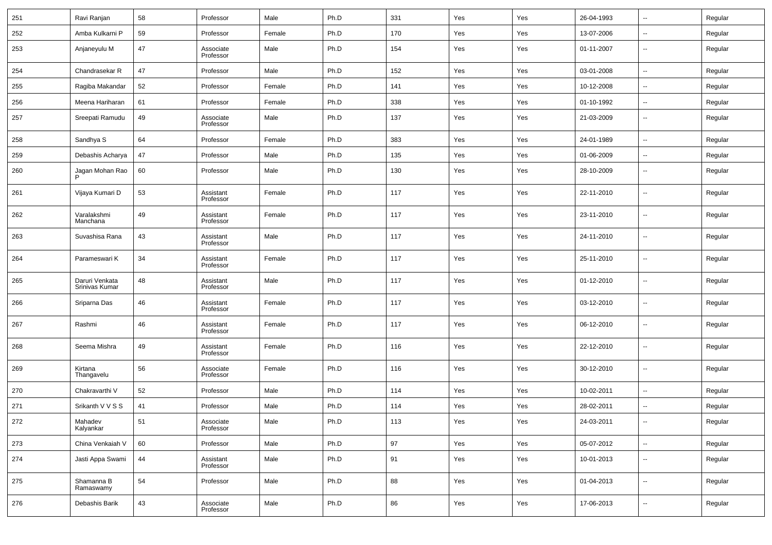| 251 | Ravi Ranjan | 58 | Professor | Male | Ph.D | 331 | Yes | Yes | 26-04-1993 | -- | Regular |
|---|---|---|---|---|---|---|---|---|---|---|---|
| 252 | Amba Kulkarni P | 59 | Professor | Female | Ph.D | 170 | Yes | Yes | 13-07-2006 | -- | Regular |
| 253 | Anjaneyulu M | 47 | Associate Professor | Male | Ph.D | 154 | Yes | Yes | 01-11-2007 | -- | Regular |
| 254 | Chandrasekar R | 47 | Professor | Male | Ph.D | 152 | Yes | Yes | 03-01-2008 | -- | Regular |
| 255 | Ragiba Makandar | 52 | Professor | Female | Ph.D | 141 | Yes | Yes | 10-12-2008 | -- | Regular |
| 256 | Meena Hariharan | 61 | Professor | Female | Ph.D | 338 | Yes | Yes | 01-10-1992 | -- | Regular |
| 257 | Sreepati Ramudu | 49 | Associate Professor | Male | Ph.D | 137 | Yes | Yes | 21-03-2009 | -- | Regular |
| 258 | Sandhya S | 64 | Professor | Female | Ph.D | 383 | Yes | Yes | 24-01-1989 | -- | Regular |
| 259 | Debashis Acharya | 47 | Professor | Male | Ph.D | 135 | Yes | Yes | 01-06-2009 | -- | Regular |
| 260 | Jagan Mohan Rao P | 60 | Professor | Male | Ph.D | 130 | Yes | Yes | 28-10-2009 | -- | Regular |
| 261 | Vijaya Kumari D | 53 | Assistant Professor | Female | Ph.D | 117 | Yes | Yes | 22-11-2010 | -- | Regular |
| 262 | Varalakshmi Manchana | 49 | Assistant Professor | Female | Ph.D | 117 | Yes | Yes | 23-11-2010 | -- | Regular |
| 263 | Suvashisa Rana | 43 | Assistant Professor | Male | Ph.D | 117 | Yes | Yes | 24-11-2010 | -- | Regular |
| 264 | Parameswari K | 34 | Assistant Professor | Female | Ph.D | 117 | Yes | Yes | 25-11-2010 | -- | Regular |
| 265 | Daruri Venkata Srinivas Kumar | 48 | Assistant Professor | Male | Ph.D | 117 | Yes | Yes | 01-12-2010 | -- | Regular |
| 266 | Sriparna Das | 46 | Assistant Professor | Female | Ph.D | 117 | Yes | Yes | 03-12-2010 | -- | Regular |
| 267 | Rashmi | 46 | Assistant Professor | Female | Ph.D | 117 | Yes | Yes | 06-12-2010 | -- | Regular |
| 268 | Seema Mishra | 49 | Assistant Professor | Female | Ph.D | 116 | Yes | Yes | 22-12-2010 | -- | Regular |
| 269 | Kirtana Thangavelu | 56 | Associate Professor | Female | Ph.D | 116 | Yes | Yes | 30-12-2010 | -- | Regular |
| 270 | Chakravarthi V | 52 | Professor | Male | Ph.D | 114 | Yes | Yes | 10-02-2011 | -- | Regular |
| 271 | Srikanth V V S S | 41 | Professor | Male | Ph.D | 114 | Yes | Yes | 28-02-2011 | -- | Regular |
| 272 | Mahadev Kalyankar | 51 | Associate Professor | Male | Ph.D | 113 | Yes | Yes | 24-03-2011 | -- | Regular |
| 273 | China Venkaiah V | 60 | Professor | Male | Ph.D | 97 | Yes | Yes | 05-07-2012 | -- | Regular |
| 274 | Jasti Appa Swami | 44 | Assistant Professor | Male | Ph.D | 91 | Yes | Yes | 10-01-2013 | -- | Regular |
| 275 | Shamanna B Ramaswamy | 54 | Professor | Male | Ph.D | 88 | Yes | Yes | 01-04-2013 | -- | Regular |
| 276 | Debashis Barik | 43 | Associate Professor | Male | Ph.D | 86 | Yes | Yes | 17-06-2013 | -- | Regular |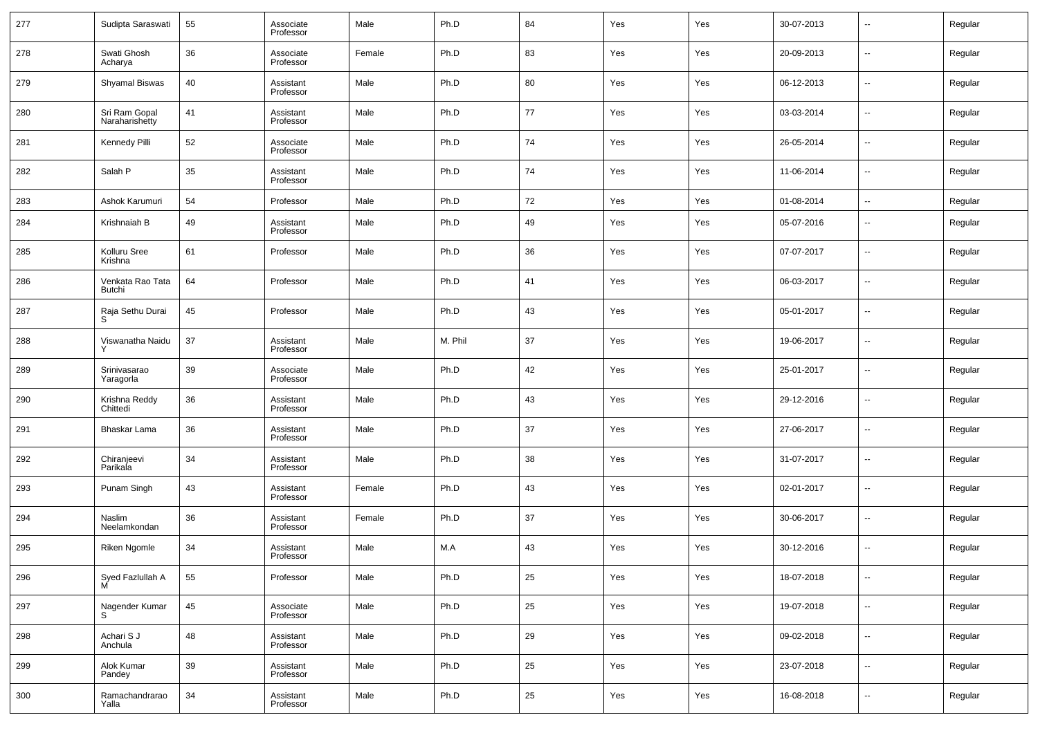| 277 | Sudipta Saraswati | 55 | Associate Professor | Male | Ph.D | 84 | Yes | Yes | 30-07-2013 | -- | Regular |
|---|---|---|---|---|---|---|---|---|---|---|---|
| 278 | Swati Ghosh Acharya | 36 | Associate Professor | Female | Ph.D | 83 | Yes | Yes | 20-09-2013 | -- | Regular |
| 279 | Shyamal Biswas | 40 | Assistant Professor | Male | Ph.D | 80 | Yes | Yes | 06-12-2013 | -- | Regular |
| 280 | Sri Ram Gopal Naraharishetty | 41 | Assistant Professor | Male | Ph.D | 77 | Yes | Yes | 03-03-2014 | -- | Regular |
| 281 | Kennedy Pilli | 52 | Associate Professor | Male | Ph.D | 74 | Yes | Yes | 26-05-2014 | -- | Regular |
| 282 | Salah P | 35 | Assistant Professor | Male | Ph.D | 74 | Yes | Yes | 11-06-2014 | -- | Regular |
| 283 | Ashok Karumuri | 54 | Professor | Male | Ph.D | 72 | Yes | Yes | 01-08-2014 | -- | Regular |
| 284 | Krishnaiah B | 49 | Assistant Professor | Male | Ph.D | 49 | Yes | Yes | 05-07-2016 | -- | Regular |
| 285 | Kolluru Sree Krishna | 61 | Professor | Male | Ph.D | 36 | Yes | Yes | 07-07-2017 | -- | Regular |
| 286 | Venkata Rao Tata Butchi | 64 | Professor | Male | Ph.D | 41 | Yes | Yes | 06-03-2017 | -- | Regular |
| 287 | Raja Sethu Durai S | 45 | Professor | Male | Ph.D | 43 | Yes | Yes | 05-01-2017 | -- | Regular |
| 288 | Viswanatha Naidu Y | 37 | Assistant Professor | Male | M. Phil | 37 | Yes | Yes | 19-06-2017 | -- | Regular |
| 289 | Srinivasarao Yaragorla | 39 | Associate Professor | Male | Ph.D | 42 | Yes | Yes | 25-01-2017 | -- | Regular |
| 290 | Krishna Reddy Chittedi | 36 | Assistant Professor | Male | Ph.D | 43 | Yes | Yes | 29-12-2016 | -- | Regular |
| 291 | Bhaskar Lama | 36 | Assistant Professor | Male | Ph.D | 37 | Yes | Yes | 27-06-2017 | -- | Regular |
| 292 | Chiranjeevi Parikala | 34 | Assistant Professor | Male | Ph.D | 38 | Yes | Yes | 31-07-2017 | -- | Regular |
| 293 | Punam Singh | 43 | Assistant Professor | Female | Ph.D | 43 | Yes | Yes | 02-01-2017 | -- | Regular |
| 294 | Naslim Neelamkondan | 36 | Assistant Professor | Female | Ph.D | 37 | Yes | Yes | 30-06-2017 | -- | Regular |
| 295 | Riken Ngomle | 34 | Assistant Professor | Male | M.A | 43 | Yes | Yes | 30-12-2016 | -- | Regular |
| 296 | Syed Fazlullah A M | 55 | Professor | Male | Ph.D | 25 | Yes | Yes | 18-07-2018 | -- | Regular |
| 297 | Nagender Kumar S | 45 | Associate Professor | Male | Ph.D | 25 | Yes | Yes | 19-07-2018 | -- | Regular |
| 298 | Achari S J Anchula | 48 | Assistant Professor | Male | Ph.D | 29 | Yes | Yes | 09-02-2018 | -- | Regular |
| 299 | Alok Kumar Pandey | 39 | Assistant Professor | Male | Ph.D | 25 | Yes | Yes | 23-07-2018 | -- | Regular |
| 300 | Ramachandrarao Yalla | 34 | Assistant Professor | Male | Ph.D | 25 | Yes | Yes | 16-08-2018 | -- | Regular |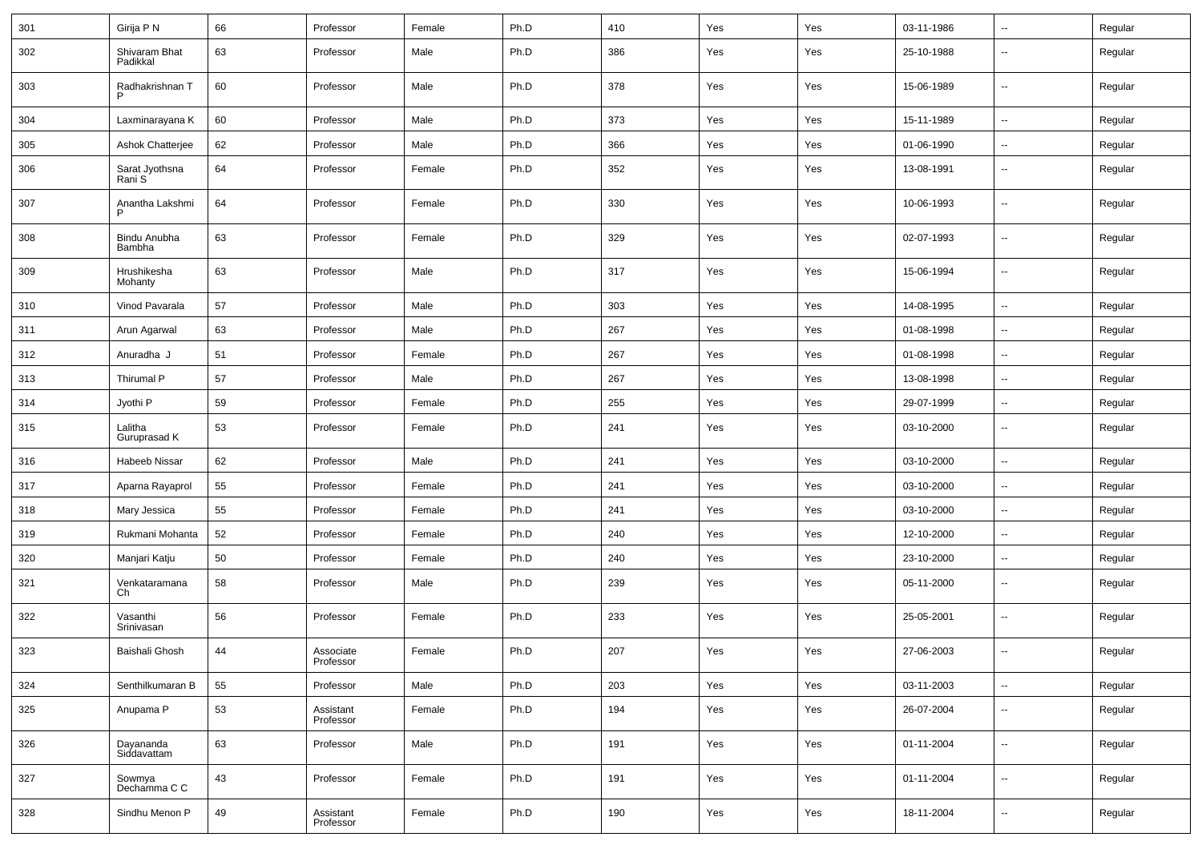| 301 | Girija P N | 66 | Professor | Female | Ph.D | 410 | Yes | Yes | 03-11-1986 | -- | Regular |
|---|---|---|---|---|---|---|---|---|---|---|---|
| 302 | Shivaram Bhat Padikkal | 63 | Professor | Male | Ph.D | 386 | Yes | Yes | 25-10-1988 | -- | Regular |
| 303 | Radhakrishnan T P | 60 | Professor | Male | Ph.D | 378 | Yes | Yes | 15-06-1989 | -- | Regular |
| 304 | Laxminarayana K | 60 | Professor | Male | Ph.D | 373 | Yes | Yes | 15-11-1989 | -- | Regular |
| 305 | Ashok Chatterjee | 62 | Professor | Male | Ph.D | 366 | Yes | Yes | 01-06-1990 | -- | Regular |
| 306 | Sarat Jyothsna Rani S | 64 | Professor | Female | Ph.D | 352 | Yes | Yes | 13-08-1991 | -- | Regular |
| 307 | Anantha Lakshmi P | 64 | Professor | Female | Ph.D | 330 | Yes | Yes | 10-06-1993 | -- | Regular |
| 308 | Bindu Anubha Bambha | 63 | Professor | Female | Ph.D | 329 | Yes | Yes | 02-07-1993 | -- | Regular |
| 309 | Hrushikesha Mohanty | 63 | Professor | Male | Ph.D | 317 | Yes | Yes | 15-06-1994 | -- | Regular |
| 310 | Vinod Pavarala | 57 | Professor | Male | Ph.D | 303 | Yes | Yes | 14-08-1995 | -- | Regular |
| 311 | Arun Agarwal | 63 | Professor | Male | Ph.D | 267 | Yes | Yes | 01-08-1998 | -- | Regular |
| 312 | Anuradha J | 51 | Professor | Female | Ph.D | 267 | Yes | Yes | 01-08-1998 | -- | Regular |
| 313 | Thirumal P | 57 | Professor | Male | Ph.D | 267 | Yes | Yes | 13-08-1998 | -- | Regular |
| 314 | Jyothi P | 59 | Professor | Female | Ph.D | 255 | Yes | Yes | 29-07-1999 | -- | Regular |
| 315 | Lalitha Guruprasad K | 53 | Professor | Female | Ph.D | 241 | Yes | Yes | 03-10-2000 | -- | Regular |
| 316 | Habeeb Nissar | 62 | Professor | Male | Ph.D | 241 | Yes | Yes | 03-10-2000 | -- | Regular |
| 317 | Aparna Rayaprol | 55 | Professor | Female | Ph.D | 241 | Yes | Yes | 03-10-2000 | -- | Regular |
| 318 | Mary Jessica | 55 | Professor | Female | Ph.D | 241 | Yes | Yes | 03-10-2000 | -- | Regular |
| 319 | Rukmani Mohanta | 52 | Professor | Female | Ph.D | 240 | Yes | Yes | 12-10-2000 | -- | Regular |
| 320 | Manjari Katju | 50 | Professor | Female | Ph.D | 240 | Yes | Yes | 23-10-2000 | -- | Regular |
| 321 | Venkataramana Ch | 58 | Professor | Male | Ph.D | 239 | Yes | Yes | 05-11-2000 | -- | Regular |
| 322 | Vasanthi Srinivasan | 56 | Professor | Female | Ph.D | 233 | Yes | Yes | 25-05-2001 | -- | Regular |
| 323 | Baishali Ghosh | 44 | Associate Professor | Female | Ph.D | 207 | Yes | Yes | 27-06-2003 | -- | Regular |
| 324 | Senthilkumaran B | 55 | Professor | Male | Ph.D | 203 | Yes | Yes | 03-11-2003 | -- | Regular |
| 325 | Anupama P | 53 | Assistant Professor | Female | Ph.D | 194 | Yes | Yes | 26-07-2004 | -- | Regular |
| 326 | Dayananda Siddavattam | 63 | Professor | Male | Ph.D | 191 | Yes | Yes | 01-11-2004 | -- | Regular |
| 327 | Sowmya Dechamma C C | 43 | Professor | Female | Ph.D | 191 | Yes | Yes | 01-11-2004 | -- | Regular |
| 328 | Sindhu Menon P | 49 | Assistant Professor | Female | Ph.D | 190 | Yes | Yes | 18-11-2004 | -- | Regular |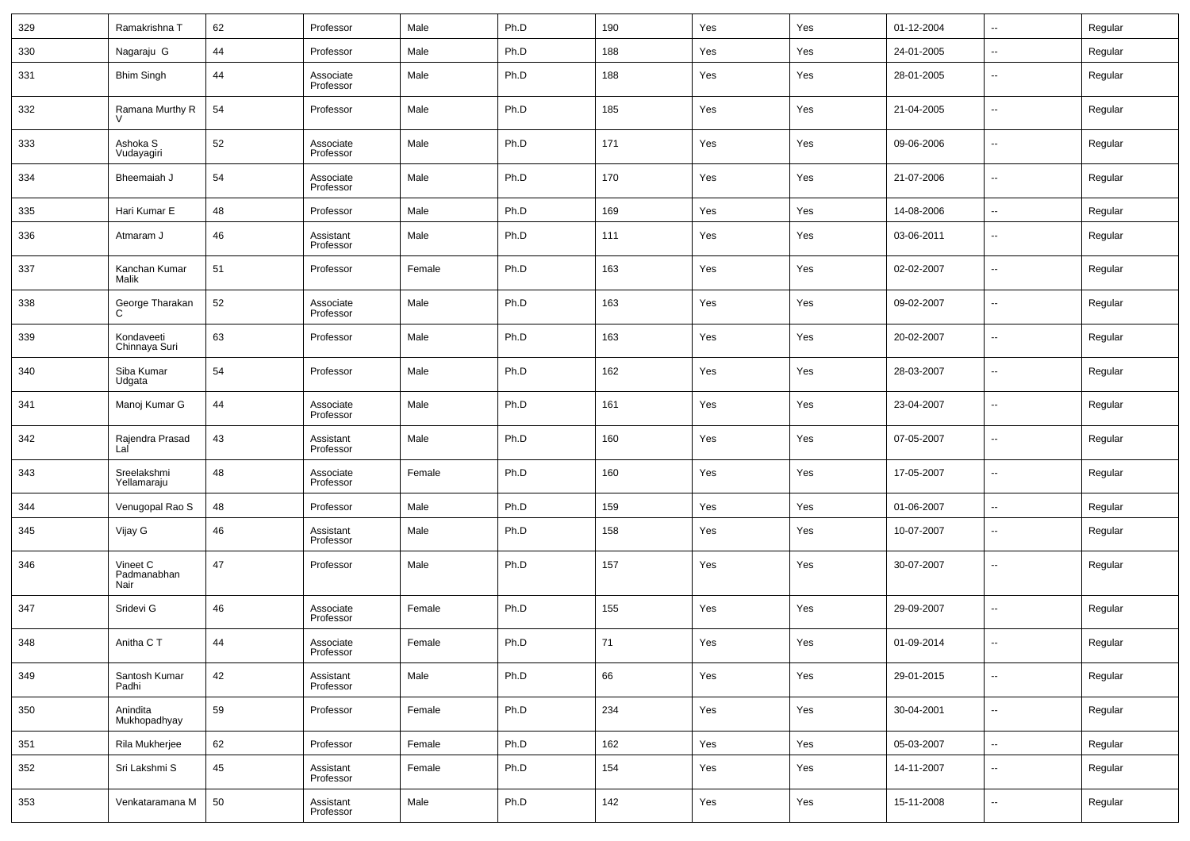| 329 | Ramakrishna T | 62 | Professor | Male | Ph.D | 190 | Yes | Yes | 01-12-2004 | -- | Regular |
|---|---|---|---|---|---|---|---|---|---|---|---|
| 330 | Nagaraju G | 44 | Professor | Male | Ph.D | 188 | Yes | Yes | 24-01-2005 | -- | Regular |
| 331 | Bhim Singh | 44 | Associate Professor | Male | Ph.D | 188 | Yes | Yes | 28-01-2005 | -- | Regular |
| 332 | Ramana Murthy R V | 54 | Professor | Male | Ph.D | 185 | Yes | Yes | 21-04-2005 | -- | Regular |
| 333 | Ashoka S Vudayagiri | 52 | Associate Professor | Male | Ph.D | 171 | Yes | Yes | 09-06-2006 | -- | Regular |
| 334 | Bheemaiah J | 54 | Associate Professor | Male | Ph.D | 170 | Yes | Yes | 21-07-2006 | -- | Regular |
| 335 | Hari Kumar E | 48 | Professor | Male | Ph.D | 169 | Yes | Yes | 14-08-2006 | -- | Regular |
| 336 | Atmaram J | 46 | Assistant Professor | Male | Ph.D | 111 | Yes | Yes | 03-06-2011 | -- | Regular |
| 337 | Kanchan Kumar Malik | 51 | Professor | Female | Ph.D | 163 | Yes | Yes | 02-02-2007 | -- | Regular |
| 338 | George Tharakan C | 52 | Associate Professor | Male | Ph.D | 163 | Yes | Yes | 09-02-2007 | -- | Regular |
| 339 | Kondaveeti Chinnaya Suri | 63 | Professor | Male | Ph.D | 163 | Yes | Yes | 20-02-2007 | -- | Regular |
| 340 | Siba Kumar Udgata | 54 | Professor | Male | Ph.D | 162 | Yes | Yes | 28-03-2007 | -- | Regular |
| 341 | Manoj Kumar G | 44 | Associate Professor | Male | Ph.D | 161 | Yes | Yes | 23-04-2007 | -- | Regular |
| 342 | Rajendra Prasad Lal | 43 | Assistant Professor | Male | Ph.D | 160 | Yes | Yes | 07-05-2007 | -- | Regular |
| 343 | Sreelakshmi Yellamaraju | 48 | Associate Professor | Female | Ph.D | 160 | Yes | Yes | 17-05-2007 | -- | Regular |
| 344 | Venugopal Rao S | 48 | Professor | Male | Ph.D | 159 | Yes | Yes | 01-06-2007 | -- | Regular |
| 345 | Vijay G | 46 | Assistant Professor | Male | Ph.D | 158 | Yes | Yes | 10-07-2007 | -- | Regular |
| 346 | Vineet C Padmanabhan Nair | 47 | Professor | Male | Ph.D | 157 | Yes | Yes | 30-07-2007 | -- | Regular |
| 347 | Sridevi G | 46 | Associate Professor | Female | Ph.D | 155 | Yes | Yes | 29-09-2007 | -- | Regular |
| 348 | Anitha C T | 44 | Associate Professor | Female | Ph.D | 71 | Yes | Yes | 01-09-2014 | -- | Regular |
| 349 | Santosh Kumar Padhi | 42 | Assistant Professor | Male | Ph.D | 66 | Yes | Yes | 29-01-2015 | -- | Regular |
| 350 | Anindita Mukhopadhyay | 59 | Professor | Female | Ph.D | 234 | Yes | Yes | 30-04-2001 | -- | Regular |
| 351 | Rila Mukherjee | 62 | Professor | Female | Ph.D | 162 | Yes | Yes | 05-03-2007 | -- | Regular |
| 352 | Sri Lakshmi S | 45 | Assistant Professor | Female | Ph.D | 154 | Yes | Yes | 14-11-2007 | -- | Regular |
| 353 | Venkataramana M | 50 | Assistant Professor | Male | Ph.D | 142 | Yes | Yes | 15-11-2008 | -- | Regular |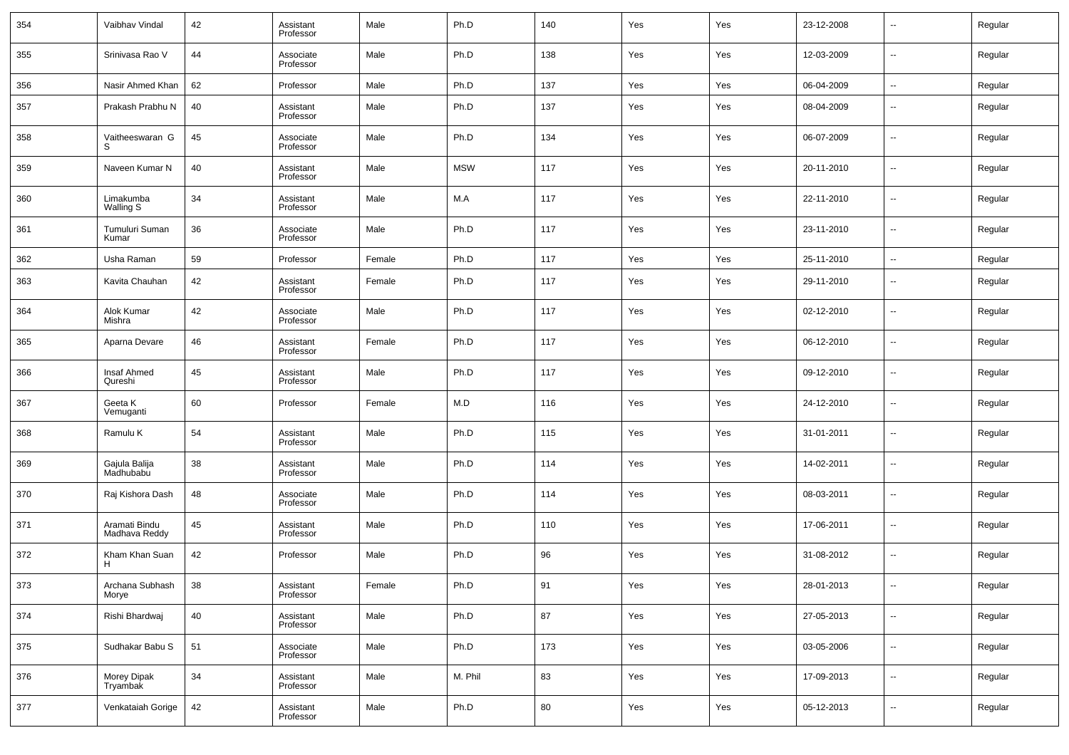| 354 | Vaibhav Vindal | 42 | Assistant Professor | Male | Ph.D | 140 | Yes | Yes | 23-12-2008 | -- | Regular |
|---|---|---|---|---|---|---|---|---|---|---|---|
| 355 | Srinivasa Rao V | 44 | Associate Professor | Male | Ph.D | 138 | Yes | Yes | 12-03-2009 | -- | Regular |
| 356 | Nasir Ahmed Khan | 62 | Professor | Male | Ph.D | 137 | Yes | Yes | 06-04-2009 | -- | Regular |
| 357 | Prakash Prabhu N | 40 | Assistant Professor | Male | Ph.D | 137 | Yes | Yes | 08-04-2009 | -- | Regular |
| 358 | Vaitheeswaran G S | 45 | Associate Professor | Male | Ph.D | 134 | Yes | Yes | 06-07-2009 | -- | Regular |
| 359 | Naveen Kumar N | 40 | Assistant Professor | Male | MSW | 117 | Yes | Yes | 20-11-2010 | -- | Regular |
| 360 | Limakumba Walling S | 34 | Assistant Professor | Male | M.A | 117 | Yes | Yes | 22-11-2010 | -- | Regular |
| 361 | Tumuluri Suman Kumar | 36 | Associate Professor | Male | Ph.D | 117 | Yes | Yes | 23-11-2010 | -- | Regular |
| 362 | Usha Raman | 59 | Professor | Female | Ph.D | 117 | Yes | Yes | 25-11-2010 | -- | Regular |
| 363 | Kavita Chauhan | 42 | Assistant Professor | Female | Ph.D | 117 | Yes | Yes | 29-11-2010 | -- | Regular |
| 364 | Alok Kumar Mishra | 42 | Associate Professor | Male | Ph.D | 117 | Yes | Yes | 02-12-2010 | -- | Regular |
| 365 | Aparna Devare | 46 | Assistant Professor | Female | Ph.D | 117 | Yes | Yes | 06-12-2010 | -- | Regular |
| 366 | Insaf Ahmed Qureshi | 45 | Assistant Professor | Male | Ph.D | 117 | Yes | Yes | 09-12-2010 | -- | Regular |
| 367 | Geeta K Vemuganti | 60 | Professor | Female | M.D | 116 | Yes | Yes | 24-12-2010 | -- | Regular |
| 368 | Ramulu K | 54 | Assistant Professor | Male | Ph.D | 115 | Yes | Yes | 31-01-2011 | -- | Regular |
| 369 | Gajula Balija Madhubabu | 38 | Assistant Professor | Male | Ph.D | 114 | Yes | Yes | 14-02-2011 | -- | Regular |
| 370 | Raj Kishora Dash | 48 | Associate Professor | Male | Ph.D | 114 | Yes | Yes | 08-03-2011 | -- | Regular |
| 371 | Aramati Bindu Madhava Reddy | 45 | Assistant Professor | Male | Ph.D | 110 | Yes | Yes | 17-06-2011 | -- | Regular |
| 372 | Kham Khan Suan H | 42 | Professor | Male | Ph.D | 96 | Yes | Yes | 31-08-2012 | -- | Regular |
| 373 | Archana Subhash Morye | 38 | Assistant Professor | Female | Ph.D | 91 | Yes | Yes | 28-01-2013 | -- | Regular |
| 374 | Rishi Bhardwaj | 40 | Assistant Professor | Male | Ph.D | 87 | Yes | Yes | 27-05-2013 | -- | Regular |
| 375 | Sudhakar Babu S | 51 | Associate Professor | Male | Ph.D | 173 | Yes | Yes | 03-05-2006 | -- | Regular |
| 376 | Morey Dipak Tryambak | 34 | Assistant Professor | Male | M. Phil | 83 | Yes | Yes | 17-09-2013 | -- | Regular |
| 377 | Venkataiah Gorige | 42 | Assistant Professor | Male | Ph.D | 80 | Yes | Yes | 05-12-2013 | -- | Regular |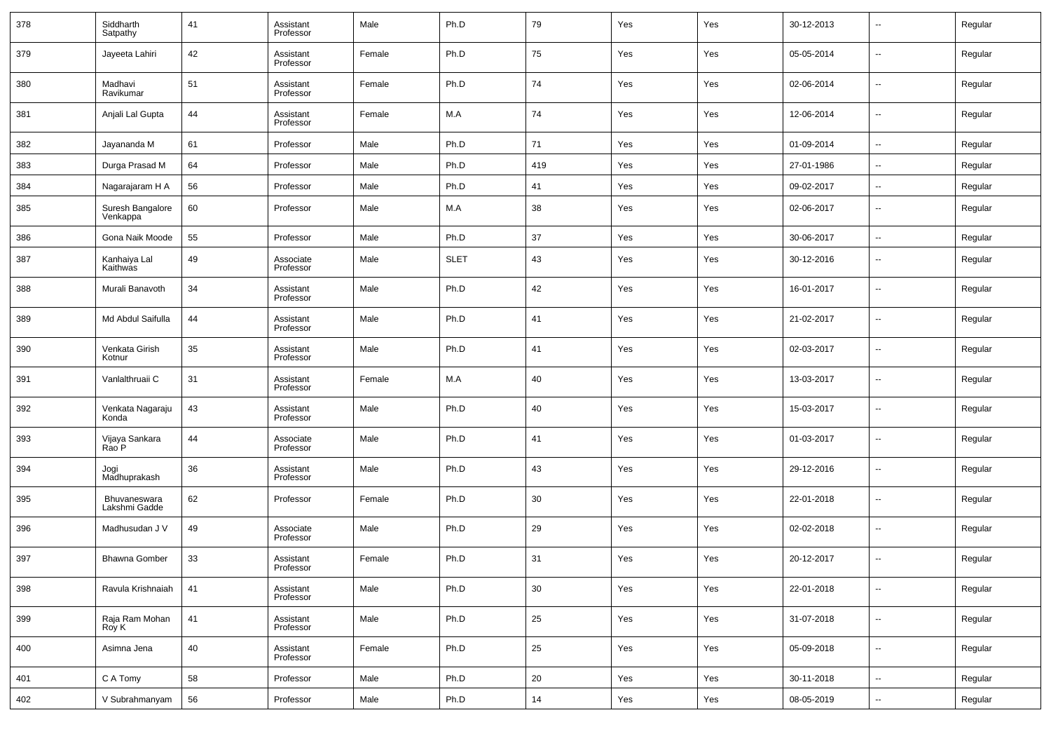| 378 | Siddharth Satpathy | 41 | Assistant Professor | Male | Ph.D | 79 | Yes | Yes | 30-12-2013 | -- | Regular |
|---|---|---|---|---|---|---|---|---|---|---|---|
| 379 | Jayeeta Lahiri | 42 | Assistant Professor | Female | Ph.D | 75 | Yes | Yes | 05-05-2014 | -- | Regular |
| 380 | Madhavi Ravikumar | 51 | Assistant Professor | Female | Ph.D | 74 | Yes | Yes | 02-06-2014 | -- | Regular |
| 381 | Anjali Lal Gupta | 44 | Assistant Professor | Female | M.A | 74 | Yes | Yes | 12-06-2014 | -- | Regular |
| 382 | Jayananda M | 61 | Professor | Male | Ph.D | 71 | Yes | Yes | 01-09-2014 | -- | Regular |
| 383 | Durga Prasad M | 64 | Professor | Male | Ph.D | 419 | Yes | Yes | 27-01-1986 | -- | Regular |
| 384 | Nagarajaram H A | 56 | Professor | Male | Ph.D | 41 | Yes | Yes | 09-02-2017 | -- | Regular |
| 385 | Suresh Bangalore Venkappa | 60 | Professor | Male | M.A | 38 | Yes | Yes | 02-06-2017 | -- | Regular |
| 386 | Gona Naik Moode | 55 | Professor | Male | Ph.D | 37 | Yes | Yes | 30-06-2017 | -- | Regular |
| 387 | Kanhaiya Lal Kaithwas | 49 | Associate Professor | Male | SLET | 43 | Yes | Yes | 30-12-2016 | -- | Regular |
| 388 | Murali Banavoth | 34 | Assistant Professor | Male | Ph.D | 42 | Yes | Yes | 16-01-2017 | -- | Regular |
| 389 | Md Abdul Saifulla | 44 | Assistant Professor | Male | Ph.D | 41 | Yes | Yes | 21-02-2017 | -- | Regular |
| 390 | Venkata Girish Kotnur | 35 | Assistant Professor | Male | Ph.D | 41 | Yes | Yes | 02-03-2017 | -- | Regular |
| 391 | Vanlalthruaii C | 31 | Assistant Professor | Female | M.A | 40 | Yes | Yes | 13-03-2017 | -- | Regular |
| 392 | Venkata Nagaraju Konda | 43 | Assistant Professor | Male | Ph.D | 40 | Yes | Yes | 15-03-2017 | -- | Regular |
| 393 | Vijaya Sankara Rao P | 44 | Associate Professor | Male | Ph.D | 41 | Yes | Yes | 01-03-2017 | -- | Regular |
| 394 | Jogi Madhuprakash | 36 | Assistant Professor | Male | Ph.D | 43 | Yes | Yes | 29-12-2016 | -- | Regular |
| 395 | Bhuvaneswara Lakshmi Gadde | 62 | Professor | Female | Ph.D | 30 | Yes | Yes | 22-01-2018 | -- | Regular |
| 396 | Madhusudan J V | 49 | Associate Professor | Male | Ph.D | 29 | Yes | Yes | 02-02-2018 | -- | Regular |
| 397 | Bhawna Gomber | 33 | Assistant Professor | Female | Ph.D | 31 | Yes | Yes | 20-12-2017 | -- | Regular |
| 398 | Ravula Krishnaiah | 41 | Assistant Professor | Male | Ph.D | 30 | Yes | Yes | 22-01-2018 | -- | Regular |
| 399 | Raja Ram Mohan Roy K | 41 | Assistant Professor | Male | Ph.D | 25 | Yes | Yes | 31-07-2018 | -- | Regular |
| 400 | Asimna Jena | 40 | Assistant Professor | Female | Ph.D | 25 | Yes | Yes | 05-09-2018 | -- | Regular |
| 401 | C A Tomy | 58 | Professor | Male | Ph.D | 20 | Yes | Yes | 30-11-2018 | -- | Regular |
| 402 | V Subrahmanyam | 56 | Professor | Male | Ph.D | 14 | Yes | Yes | 08-05-2019 | -- | Regular |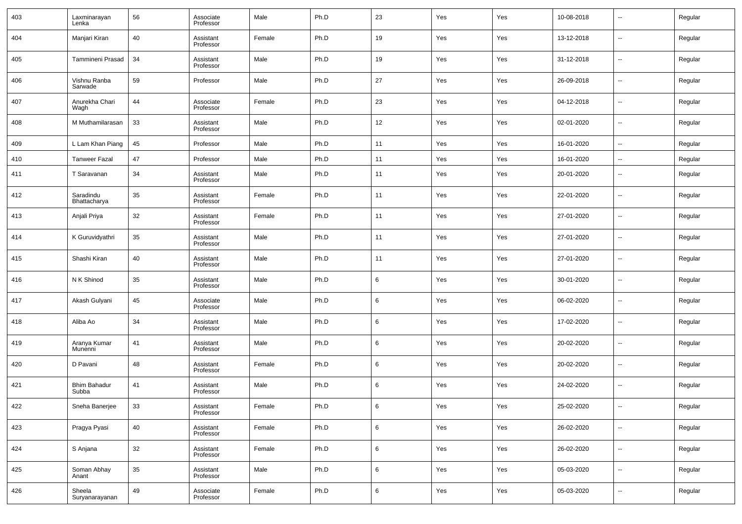| 403 | Laxminarayan Lenka | 56 | Associate Professor | Male | Ph.D | 23 | Yes | Yes | 10-08-2018 | -- | Regular |
|---|---|---|---|---|---|---|---|---|---|---|---|
| 404 | Manjari Kiran | 40 | Assistant Professor | Female | Ph.D | 19 | Yes | Yes | 13-12-2018 | -- | Regular |
| 405 | Tammineni Prasad | 34 | Assistant Professor | Male | Ph.D | 19 | Yes | Yes | 31-12-2018 | -- | Regular |
| 406 | Vishnu Ranba Sarwade | 59 | Professor | Male | Ph.D | 27 | Yes | Yes | 26-09-2018 | -- | Regular |
| 407 | Anurekha Chari Wagh | 44 | Associate Professor | Female | Ph.D | 23 | Yes | Yes | 04-12-2018 | -- | Regular |
| 408 | M Muthamilarasan | 33 | Assistant Professor | Male | Ph.D | 12 | Yes | Yes | 02-01-2020 | -- | Regular |
| 409 | L Lam Khan Piang | 45 | Professor | Male | Ph.D | 11 | Yes | Yes | 16-01-2020 | -- | Regular |
| 410 | Tanweer Fazal | 47 | Professor | Male | Ph.D | 11 | Yes | Yes | 16-01-2020 | -- | Regular |
| 411 | T Saravanan | 34 | Assistant Professor | Male | Ph.D | 11 | Yes | Yes | 20-01-2020 | -- | Regular |
| 412 | Saradindu Bhattacharya | 35 | Assistant Professor | Female | Ph.D | 11 | Yes | Yes | 22-01-2020 | -- | Regular |
| 413 | Anjali Priya | 32 | Assistant Professor | Female | Ph.D | 11 | Yes | Yes | 27-01-2020 | -- | Regular |
| 414 | K Guruvidyathri | 35 | Assistant Professor | Male | Ph.D | 11 | Yes | Yes | 27-01-2020 | -- | Regular |
| 415 | Shashi Kiran | 40 | Assistant Professor | Male | Ph.D | 11 | Yes | Yes | 27-01-2020 | -- | Regular |
| 416 | N K Shinod | 35 | Assistant Professor | Male | Ph.D | 6 | Yes | Yes | 30-01-2020 | -- | Regular |
| 417 | Akash Gulyani | 45 | Associate Professor | Male | Ph.D | 6 | Yes | Yes | 06-02-2020 | -- | Regular |
| 418 | Aliba Ao | 34 | Assistant Professor | Male | Ph.D | 6 | Yes | Yes | 17-02-2020 | -- | Regular |
| 419 | Aranya Kumar Munenni | 41 | Assistant Professor | Male | Ph.D | 6 | Yes | Yes | 20-02-2020 | -- | Regular |
| 420 | D Pavani | 48 | Assistant Professor | Female | Ph.D | 6 | Yes | Yes | 20-02-2020 | -- | Regular |
| 421 | Bhim Bahadur Subba | 41 | Assistant Professor | Male | Ph.D | 6 | Yes | Yes | 24-02-2020 | -- | Regular |
| 422 | Sneha Banerjee | 33 | Assistant Professor | Female | Ph.D | 6 | Yes | Yes | 25-02-2020 | -- | Regular |
| 423 | Pragya Pyasi | 40 | Assistant Professor | Female | Ph.D | 6 | Yes | Yes | 26-02-2020 | -- | Regular |
| 424 | S Anjana | 32 | Assistant Professor | Female | Ph.D | 6 | Yes | Yes | 26-02-2020 | -- | Regular |
| 425 | Soman Abhay Anant | 35 | Assistant Professor | Male | Ph.D | 6 | Yes | Yes | 05-03-2020 | -- | Regular |
| 426 | Sheela Suryanarayanan | 49 | Associate Professor | Female | Ph.D | 6 | Yes | Yes | 05-03-2020 | -- | Regular |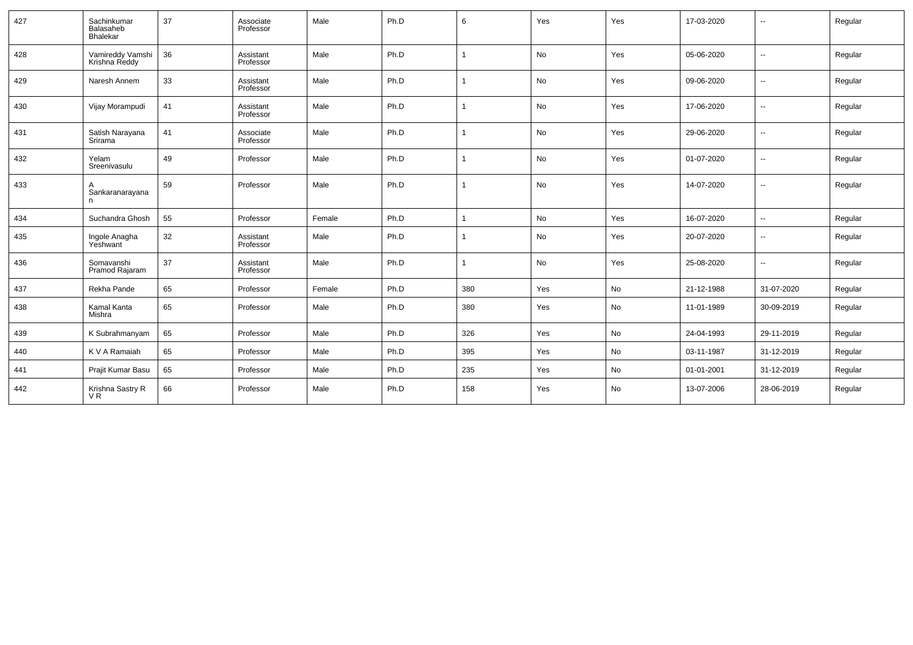| | | | | | | | | | | | |
|---|---|---|---|---|---|---|---|---|---|---|---|
| 427 | Sachinkumar Balasaheb Bhalekar | 37 | Associate Professor | Male | Ph.D | 6 | Yes | Yes | 17-03-2020 | -- | Regular |
| 428 | Vamireddy Vamshi Krishna Reddy | 36 | Assistant Professor | Male | Ph.D | 1 | No | Yes | 05-06-2020 | -- | Regular |
| 429 | Naresh Annem | 33 | Assistant Professor | Male | Ph.D | 1 | No | Yes | 09-06-2020 | -- | Regular |
| 430 | Vijay Morampudi | 41 | Assistant Professor | Male | Ph.D | 1 | No | Yes | 17-06-2020 | -- | Regular |
| 431 | Satish Narayana Srirama | 41 | Associate Professor | Male | Ph.D | 1 | No | Yes | 29-06-2020 | -- | Regular |
| 432 | Yelam Sreenivasulu | 49 | Professor | Male | Ph.D | 1 | No | Yes | 01-07-2020 | -- | Regular |
| 433 | A Sankaranarayanan | 59 | Professor | Male | Ph.D | 1 | No | Yes | 14-07-2020 | -- | Regular |
| 434 | Suchandra Ghosh | 55 | Professor | Female | Ph.D | 1 | No | Yes | 16-07-2020 | -- | Regular |
| 435 | Ingole Anagha Yeshwant | 32 | Assistant Professor | Male | Ph.D | 1 | No | Yes | 20-07-2020 | -- | Regular |
| 436 | Somavanshi Pramod Rajaram | 37 | Assistant Professor | Male | Ph.D | 1 | No | Yes | 25-08-2020 | -- | Regular |
| 437 | Rekha Pande | 65 | Professor | Female | Ph.D | 380 | Yes | No | 21-12-1988 | 31-07-2020 | Regular |
| 438 | Kamal Kanta Mishra | 65 | Professor | Male | Ph.D | 380 | Yes | No | 11-01-1989 | 30-09-2019 | Regular |
| 439 | K Subrahmanyam | 65 | Professor | Male | Ph.D | 326 | Yes | No | 24-04-1993 | 29-11-2019 | Regular |
| 440 | K V A Ramaiah | 65 | Professor | Male | Ph.D | 395 | Yes | No | 03-11-1987 | 31-12-2019 | Regular |
| 441 | Prajit Kumar Basu | 65 | Professor | Male | Ph.D | 235 | Yes | No | 01-01-2001 | 31-12-2019 | Regular |
| 442 | Krishna Sastry R V R | 66 | Professor | Male | Ph.D | 158 | Yes | No | 13-07-2006 | 28-06-2019 | Regular |